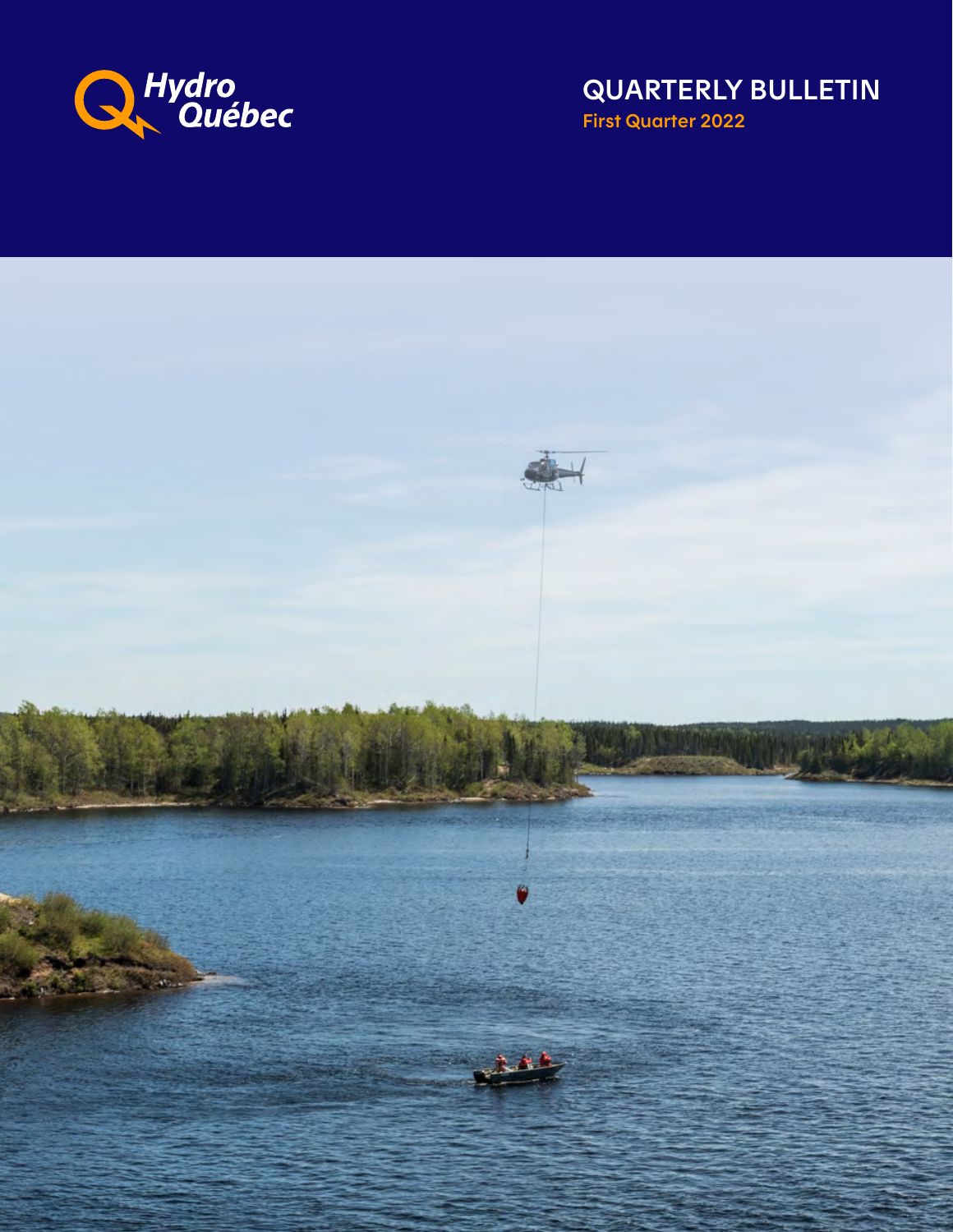Hydro Québec

# QUARTERLY BULLETIN

First Quarter 2022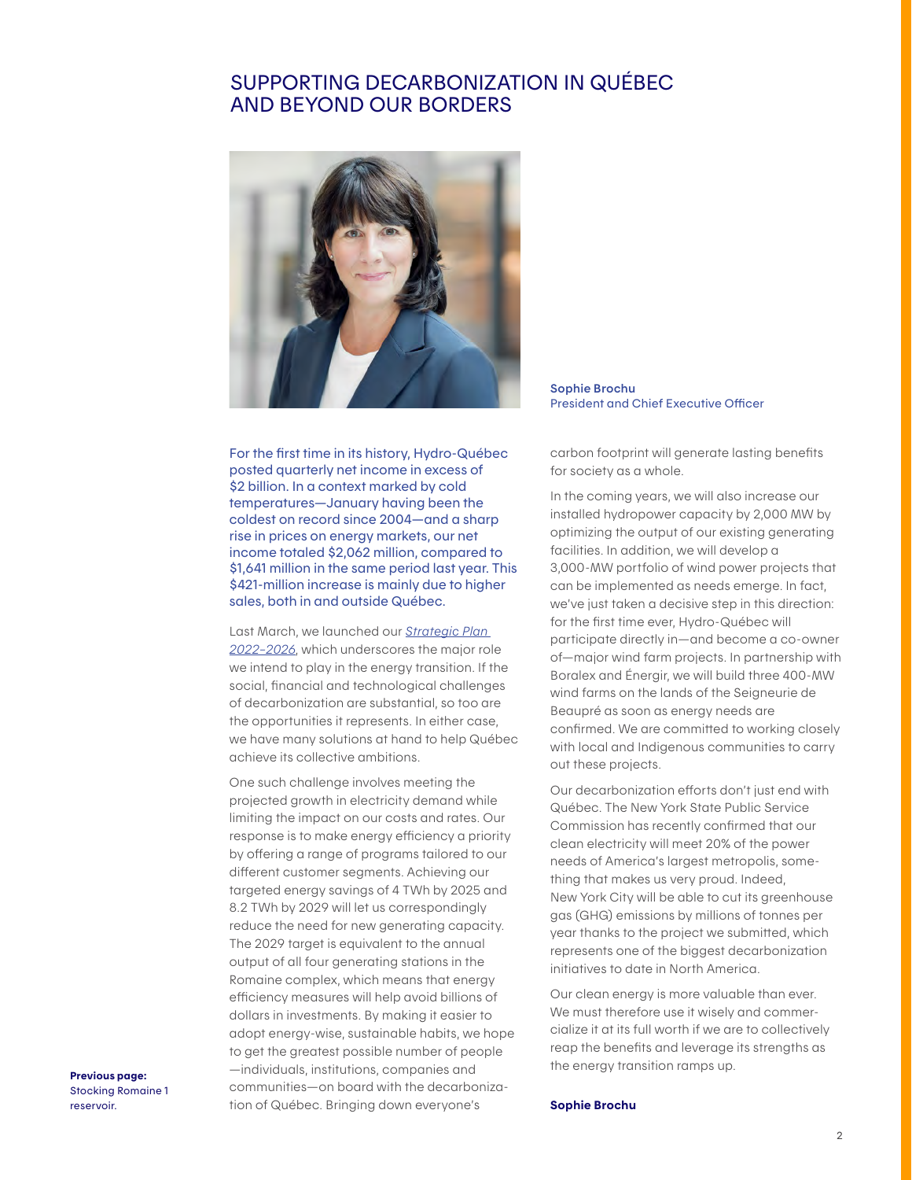# SUPPORTING DECARBONIZATION IN QUÉBEC AND BEYOND OUR BORDERS

**Sophie Brochu**
President and Chief Executive Officer

For the first time in its history, Hydro-Québec posted quarterly net income in excess of $2 billion. In a context marked by cold temperatures—January having been the coldest on record since 2004—and a sharp rise in prices on energy markets, our net income totaled $2,062 million, compared to $1,641 million in the same period last year. This $421-million increase is mainly due to higher sales, both in and outside Québec.

Last March, we launched our *Strategic Plan 2022–2026*, which underscores the major role we intend to play in the energy transition. If the social, financial and technological challenges of decarbonization are substantial, so too are the opportunities it represents. In either case, we have many solutions at hand to help Québec achieve its collective ambitions.

One such challenge involves meeting the projected growth in electricity demand while limiting the impact on our costs and rates. Our response is to make energy efficiency a priority by offering a range of programs tailored to our different customer segments. Achieving our targeted energy savings of 4 TWh by 2025 and 8.2 TWh by 2029 will let us correspondingly reduce the need for new generating capacity. The 2029 target is equivalent to the annual output of all four generating stations in the Romaine complex, which means that energy efficiency measures will help avoid billions of dollars in investments. By making it easier to adopt energy-wise, sustainable habits, we hope to get the greatest possible number of people—individuals, institutions, companies and communities—on board with the decarbonization of Québec. Bringing down everyone's carbon footprint will generate lasting benefits for society as a whole.

In the coming years, we will also increase our installed hydropower capacity by 2,000 MW by optimizing the output of our existing generating facilities. In addition, we will develop a 3,000-MW portfolio of wind power projects that can be implemented as needs emerge. In fact, we've just taken a decisive step in this direction: for the first time ever, Hydro-Québec will participate directly in—and become a co-owner of—major wind farm projects. In partnership with Boralex and Énergir, we will build three 400-MW wind farms on the lands of the Seigneurie de Beaupré as soon as energy needs are confirmed. We are committed to working closely with local and Indigenous communities to carry out these projects.

Our decarbonization efforts don't just end with Québec. The New York State Public Service Commission has recently confirmed that our clean electricity will meet 20% of the power needs of America's largest metropolis, something that makes us very proud. Indeed, New York City will be able to cut its greenhouse gas (GHG) emissions by millions of tonnes per year thanks to the project we submitted, which represents one of the biggest decarbonization initiatives to date in North America.

Our clean energy is more valuable than ever. We must therefore use it wisely and commercialize it at its full worth if we are to collectively reap the benefits and leverage its strengths as the energy transition ramps up.

**Sophie Brochu**

**Previous page:** Stocking Romaine 1 reservoir.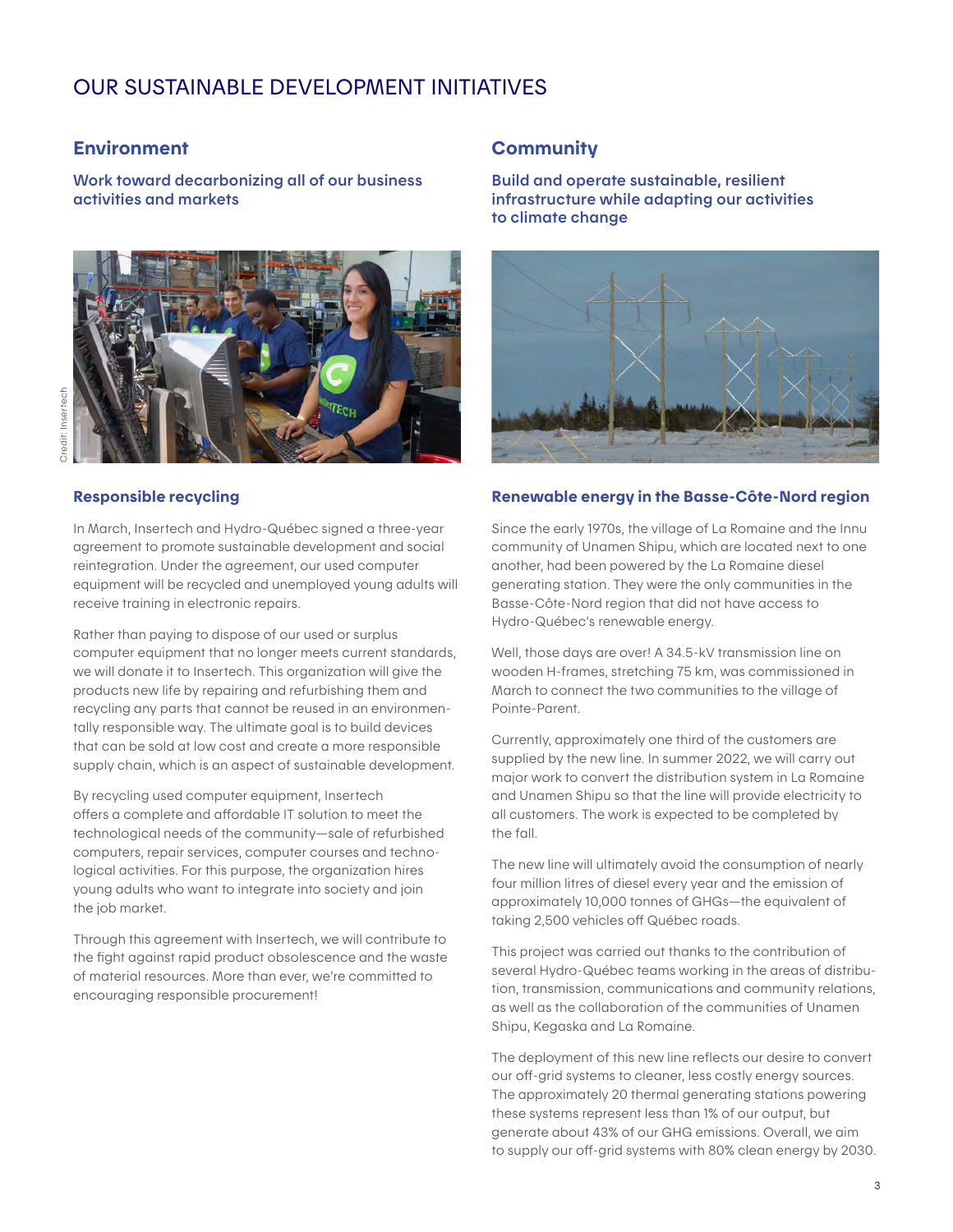# OUR SUSTAINABLE DEVELOPMENT INITIATIVES

## Environment

**Work toward decarbonizing all of our business activities and markets**

Credit: Insertech

### Responsible recycling

In March, Insertech and Hydro-Québec signed a three-year agreement to promote sustainable development and social reintegration. Under the agreement, our used computer equipment will be recycled and unemployed young adults will receive training in electronic repairs.

Rather than paying to dispose of our used or surplus computer equipment that no longer meets current standards, we will donate it to Insertech. This organization will give the products new life by repairing and refurbishing them and recycling any parts that cannot be reused in an environmentally responsible way. The ultimate goal is to build devices that can be sold at low cost and create a more responsible supply chain, which is an aspect of sustainable development.

By recycling used computer equipment, Insertech offers a complete and affordable IT solution to meet the technological needs of the community—sale of refurbished computers, repair services, computer courses and technological activities. For this purpose, the organization hires young adults who want to integrate into society and join the job market.

Through this agreement with Insertech, we will contribute to the fight against rapid product obsolescence and the waste of material resources. More than ever, we're committed to encouraging responsible procurement!

## Community

**Build and operate sustainable, resilient infrastructure while adapting our activities to climate change**

### Renewable energy in the Basse-Côte-Nord region

Since the early 1970s, the village of La Romaine and the Innu community of Unamen Shipu, which are located next to one another, had been powered by the La Romaine diesel generating station. They were the only communities in the Basse-Côte-Nord region that did not have access to Hydro-Québec's renewable energy.

Well, those days are over! A 34.5-kV transmission line on wooden H-frames, stretching 75 km, was commissioned in March to connect the two communities to the village of Pointe-Parent.

Currently, approximately one third of the customers are supplied by the new line. In summer 2022, we will carry out major work to convert the distribution system in La Romaine and Unamen Shipu so that the line will provide electricity to all customers. The work is expected to be completed by the fall.

The new line will ultimately avoid the consumption of nearly four million litres of diesel every year and the emission of approximately 10,000 tonnes of GHGs—the equivalent of taking 2,500 vehicles off Québec roads.

This project was carried out thanks to the contribution of several Hydro-Québec teams working in the areas of distribution, transmission, communications and community relations, as well as the collaboration of the communities of Unamen Shipu, Kegaska and La Romaine.

The deployment of this new line reflects our desire to convert our off-grid systems to cleaner, less costly energy sources. The approximately 20 thermal generating stations powering these systems represent less than 1% of our output, but generate about 43% of our GHG emissions. Overall, we aim to supply our off-grid systems with 80% clean energy by 2030.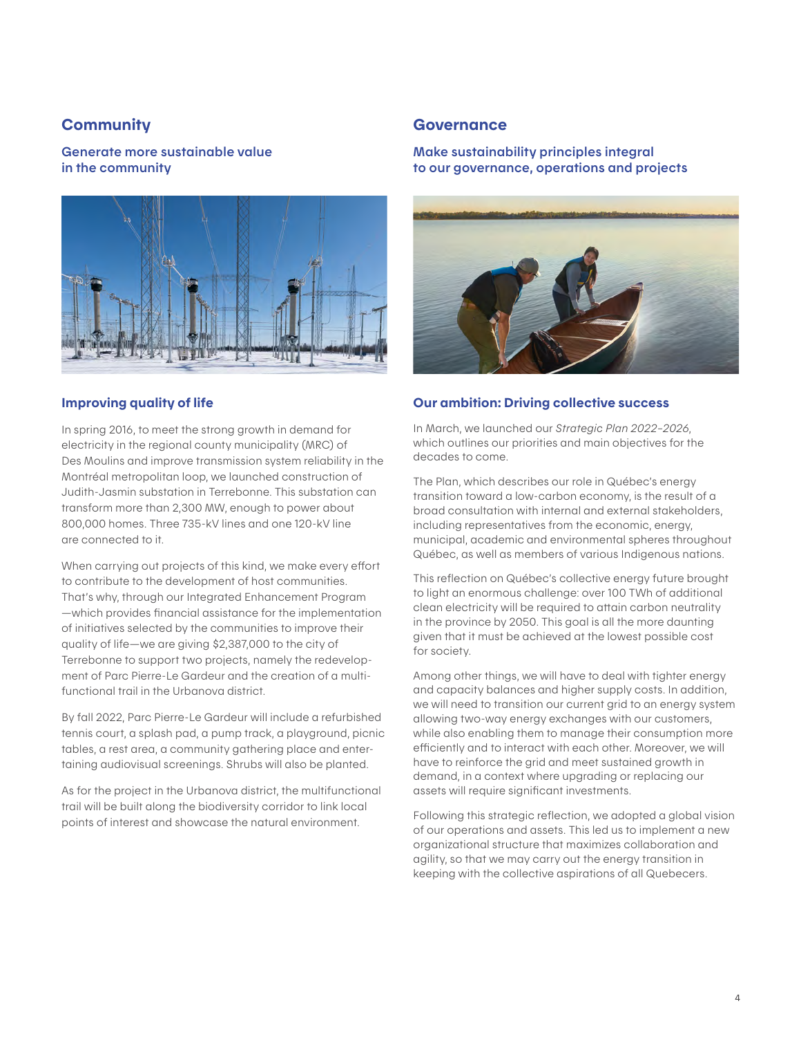## Community

### Generate more sustainable value in the community

### Improving quality of life

In spring 2016, to meet the strong growth in demand for electricity in the regional county municipality (MRC) of Des Moulins and improve transmission system reliability in the Montréal metropolitan loop, we launched construction of Judith-Jasmin substation in Terrebonne. This substation can transform more than 2,300 MW, enough to power about 800,000 homes. Three 735-kV lines and one 120-kV line are connected to it.

When carrying out projects of this kind, we make every effort to contribute to the development of host communities. That's why, through our Integrated Enhancement Program —which provides financial assistance for the implementation of initiatives selected by the communities to improve their quality of life—we are giving $2,387,000 to the city of Terrebonne to support two projects, namely the redevelopment of Parc Pierre-Le Gardeur and the creation of a multifunctional trail in the Urbanova district.

By fall 2022, Parc Pierre-Le Gardeur will include a refurbished tennis court, a splash pad, a pump track, a playground, picnic tables, a rest area, a community gathering place and entertaining audiovisual screenings. Shrubs will also be planted.

As for the project in the Urbanova district, the multifunctional trail will be built along the biodiversity corridor to link local points of interest and showcase the natural environment.

## Governance

### Make sustainability principles integral to our governance, operations and projects

### Our ambition: Driving collective success

In March, we launched our *Strategic Plan 2022–2026*, which outlines our priorities and main objectives for the decades to come.

The Plan, which describes our role in Québec's energy transition toward a low-carbon economy, is the result of a broad consultation with internal and external stakeholders, including representatives from the economic, energy, municipal, academic and environmental spheres throughout Québec, as well as members of various Indigenous nations.

This reflection on Québec's collective energy future brought to light an enormous challenge: over 100 TWh of additional clean electricity will be required to attain carbon neutrality in the province by 2050. This goal is all the more daunting given that it must be achieved at the lowest possible cost for society.

Among other things, we will have to deal with tighter energy and capacity balances and higher supply costs. In addition, we will need to transition our current grid to an energy system allowing two-way energy exchanges with our customers, while also enabling them to manage their consumption more efficiently and to interact with each other. Moreover, we will have to reinforce the grid and meet sustained growth in demand, in a context where upgrading or replacing our assets will require significant investments.

Following this strategic reflection, we adopted a global vision of our operations and assets. This led us to implement a new organizational structure that maximizes collaboration and agility, so that we may carry out the energy transition in keeping with the collective aspirations of all Quebecers.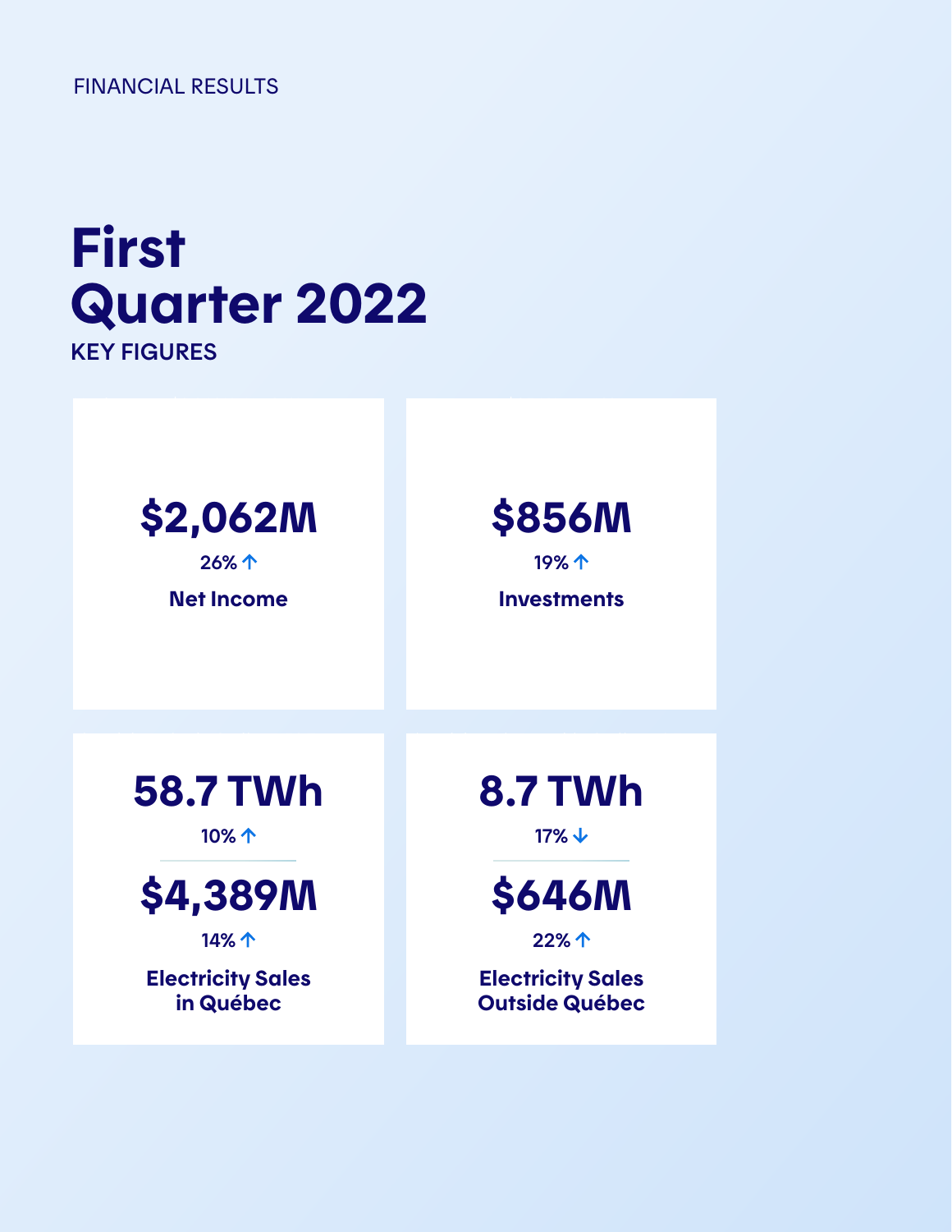FINANCIAL RESULTS

# First Quarter 2022

KEY FIGURES

**$2,062M**

26% ↑

**Net Income**

**$856M**

19% ↑

**Investments**

**58.7 TWh**

10% ↑

**$4,389M**

14% ↑

**Electricity Sales in Québec**

**8.7 TWh**

17% ↓

**$646M**

22% ↑

**Electricity Sales Outside Québec**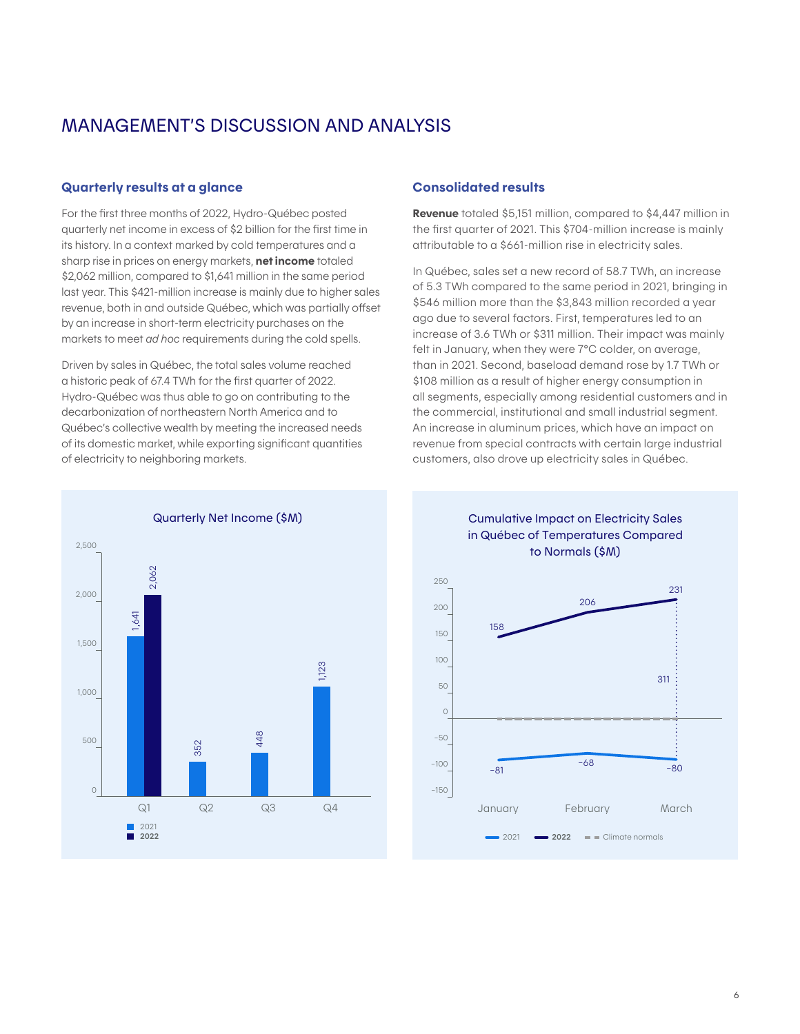# MANAGEMENT'S DISCUSSION AND ANALYSIS

## Quarterly results at a glance

For the first three months of 2022, Hydro-Québec posted quarterly net income in excess of $2 billion for the first time in its history. In a context marked by cold temperatures and a sharp rise in prices on energy markets, **net income** totaled $2,062 million, compared to $1,641 million in the same period last year. This $421-million increase is mainly due to higher sales revenue, both in and outside Québec, which was partially offset by an increase in short-term electricity purchases on the markets to meet *ad hoc* requirements during the cold spells.

Driven by sales in Québec, the total sales volume reached a historic peak of 67.4 TWh for the first quarter of 2022. Hydro-Québec was thus able to go on contributing to the decarbonization of northeastern North America and to Québec's collective wealth by meeting the increased needs of its domestic market, while exporting significant quantities of electricity to neighboring markets.

**Quarterly Net Income ($M)**

| | 2021 | 2022 |
|---|---|---|
| Q1 | 1,641 | 2,062 |
| Q2 | 352 | |
| Q3 | 448 | |
| Q4 | 1,123 | |

## Consolidated results

**Revenue** totaled $5,151 million, compared to $4,447 million in the first quarter of 2021. This $704-million increase is mainly attributable to a $661-million rise in electricity sales.

In Québec, sales set a new record of 58.7 TWh, an increase of 5.3 TWh compared to the same period in 2021, bringing in $546 million more than the $3,843 million recorded a year ago due to several factors. First, temperatures led to an increase of 3.6 TWh or $311 million. Their impact was mainly felt in January, when they were 7°C colder, on average, than in 2021. Second, baseload demand rose by 1.7 TWh or $108 million as a result of higher energy consumption in all segments, especially among residential customers and in the commercial, institutional and small industrial segment. An increase in aluminum prices, which have an impact on revenue from special contracts with certain large industrial customers, also drove up electricity sales in Québec.

**Cumulative Impact on Electricity Sales in Québec of Temperatures Compared to Normals ($M)**

| | January | February | March |
|---|---|---|---|
| 2021 | -81 | -68 | -80 |
| 2022 | 158 | 206 | 231 |

Difference at March: 311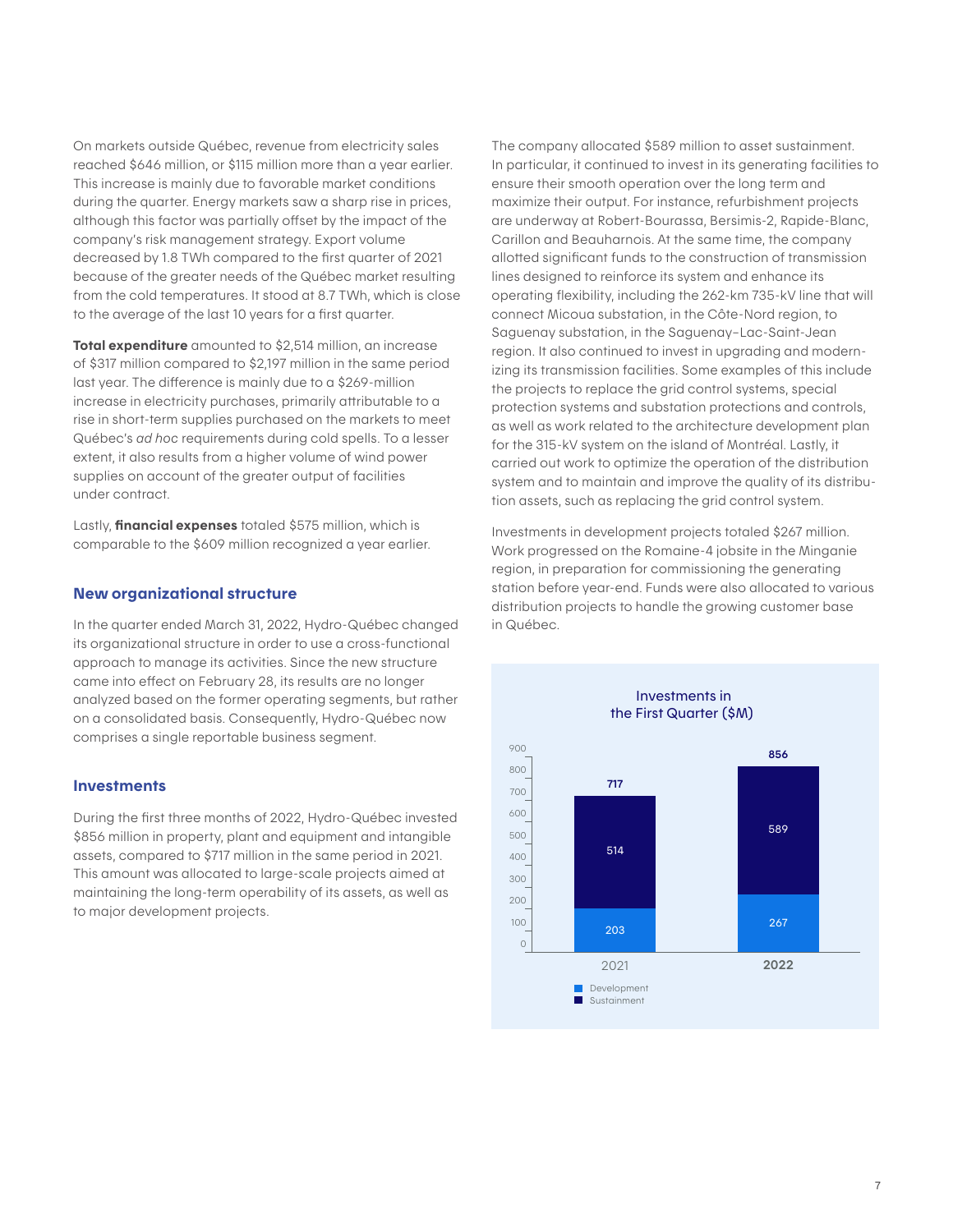On markets outside Québec, revenue from electricity sales reached $646 million, or $115 million more than a year earlier. This increase is mainly due to favorable market conditions during the quarter. Energy markets saw a sharp rise in prices, although this factor was partially offset by the impact of the company's risk management strategy. Export volume decreased by 1.8 TWh compared to the first quarter of 2021 because of the greater needs of the Québec market resulting from the cold temperatures. It stood at 8.7 TWh, which is close to the average of the last 10 years for a first quarter.

**Total expenditure** amounted to $2,514 million, an increase of $317 million compared to $2,197 million in the same period last year. The difference is mainly due to a $269-million increase in electricity purchases, primarily attributable to a rise in short-term supplies purchased on the markets to meet Québec's *ad hoc* requirements during cold spells. To a lesser extent, it also results from a higher volume of wind power supplies on account of the greater output of facilities under contract.

Lastly, **financial expenses** totaled $575 million, which is comparable to the $609 million recognized a year earlier.

## New organizational structure

In the quarter ended March 31, 2022, Hydro-Québec changed its organizational structure in order to use a cross-functional approach to manage its activities. Since the new structure came into effect on February 28, its results are no longer analyzed based on the former operating segments, but rather on a consolidated basis. Consequently, Hydro-Québec now comprises a single reportable business segment.

## Investments

During the first three months of 2022, Hydro-Québec invested $856 million in property, plant and equipment and intangible assets, compared to $717 million in the same period in 2021. This amount was allocated to large-scale projects aimed at maintaining the long-term operability of its assets, as well as to major development projects.

The company allocated $589 million to asset sustainment. In particular, it continued to invest in its generating facilities to ensure their smooth operation over the long term and maximize their output. For instance, refurbishment projects are underway at Robert-Bourassa, Bersimis-2, Rapide-Blanc, Carillon and Beauharnois. At the same time, the company allotted significant funds to the construction of transmission lines designed to reinforce its system and enhance its operating flexibility, including the 262-km 735-kV line that will connect Micoua substation, in the Côte-Nord region, to Saguenay substation, in the Saguenay–Lac-Saint-Jean region. It also continued to invest in upgrading and modernizing its transmission facilities. Some examples of this include the projects to replace the grid control systems, special protection systems and substation protections and controls, as well as work related to the architecture development plan for the 315-kV system on the island of Montréal. Lastly, it carried out work to optimize the operation of the distribution system and to maintain and improve the quality of its distribution assets, such as replacing the grid control system.

Investments in development projects totaled $267 million. Work progressed on the Romaine-4 jobsite in the Minganie region, in preparation for commissioning the generating station before year-end. Funds were also allocated to various distribution projects to handle the growing customer base in Québec.

**Investments in the First Quarter ($M)**

| | 2021 | 2022 |
|---|---|---|
| Development | 203 | 267 |
| Sustainment | 514 | 589 |
| Total | 717 | 856 |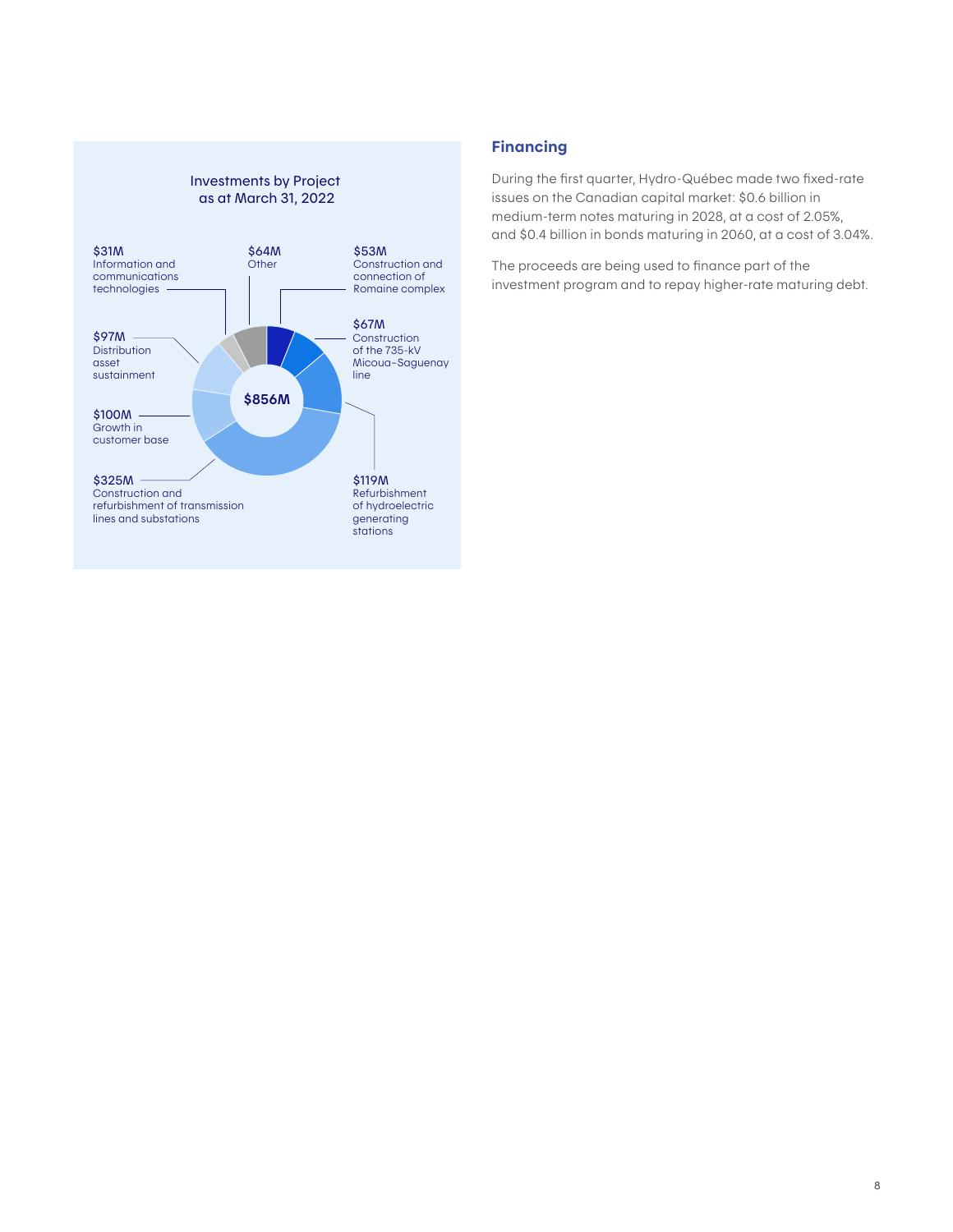Investments by Project
as at March 31, 2022

$856M

- $31M Information and communications technologies
- $64M Other
- $53M Construction and connection of Romaine complex
- $67M Construction of the 735-kV Micoua–Saguenay line
- $119M Refurbishment of hydroelectric generating stations
- $325M Construction and refurbishment of transmission lines and substations
- $100M Growth in customer base
- $97M Distribution asset sustainment

## Financing

During the first quarter, Hydro-Québec made two fixed-rate issues on the Canadian capital market: $0.6 billion in medium-term notes maturing in 2028, at a cost of 2.05%, and $0.4 billion in bonds maturing in 2060, at a cost of 3.04%.

The proceeds are being used to finance part of the investment program and to repay higher-rate maturing debt.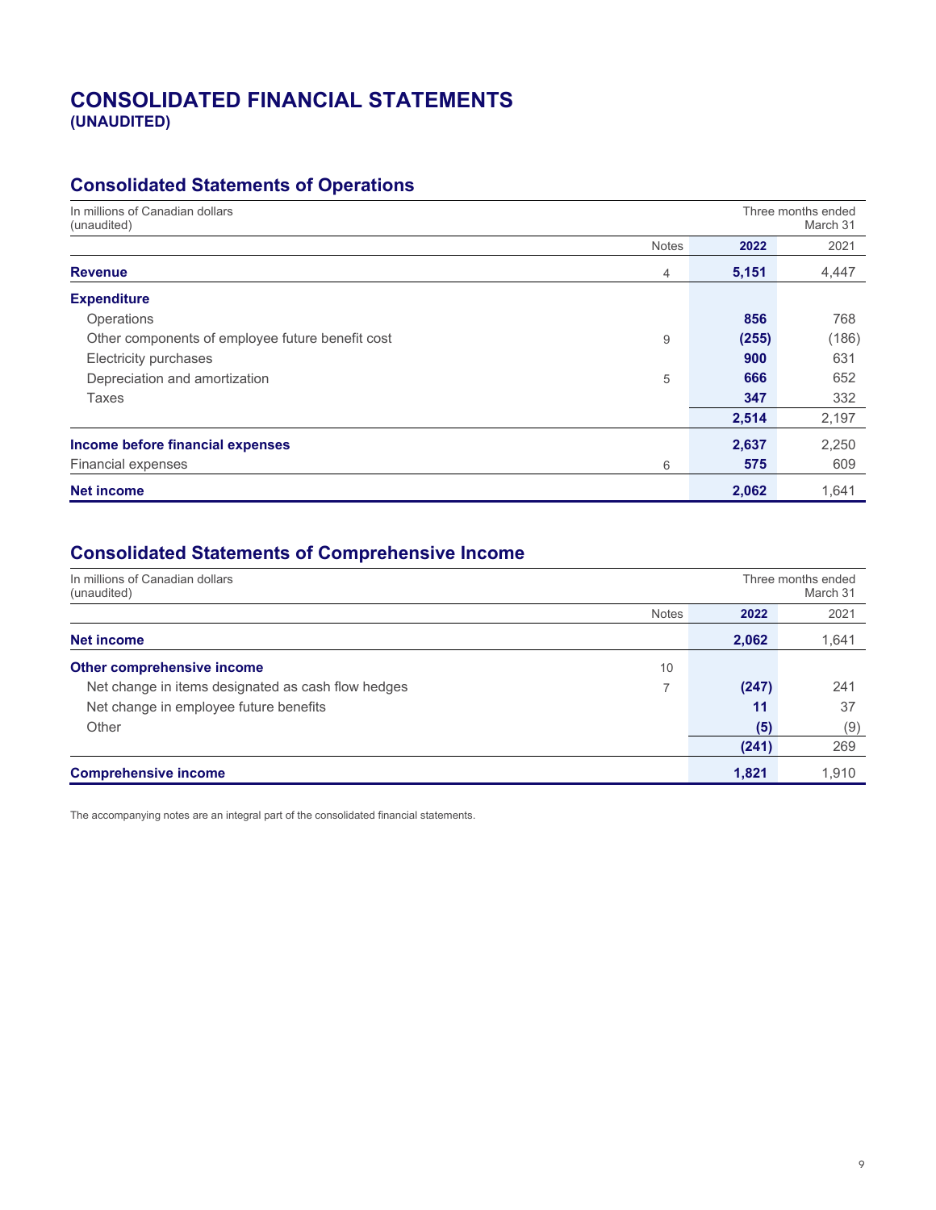# CONSOLIDATED FINANCIAL STATEMENTS
**(UNAUDITED)**

## Consolidated Statements of Operations

| In millions of Canadian dollars (unaudited) | | Three months ended March 31 | |
|---|---|---|---|
| | Notes | **2022** | 2021 |
| **Revenue** | 4 | **5,151** | 4,447 |
| **Expenditure** | | | |
| Operations | | **856** | 768 |
| Other components of employee future benefit cost | 9 | **(255)** | (186) |
| Electricity purchases | | **900** | 631 |
| Depreciation and amortization | 5 | **666** | 652 |
| Taxes | | **347** | 332 |
| | | **2,514** | 2,197 |
| **Income before financial expenses** | | **2,637** | 2,250 |
| Financial expenses | 6 | **575** | 609 |
| **Net income** | | **2,062** | 1,641 |

## Consolidated Statements of Comprehensive Income

| In millions of Canadian dollars (unaudited) | | Three months ended March 31 | |
|---|---|---|---|
| | Notes | **2022** | 2021 |
| **Net income** | | **2,062** | 1,641 |
| **Other comprehensive income** | 10 | | |
| Net change in items designated as cash flow hedges | 7 | **(247)** | 241 |
| Net change in employee future benefits | | **11** | 37 |
| Other | | **(5)** | (9) |
| | | **(241)** | 269 |
| **Comprehensive income** | | **1,821** | 1,910 |

The accompanying notes are an integral part of the consolidated financial statements.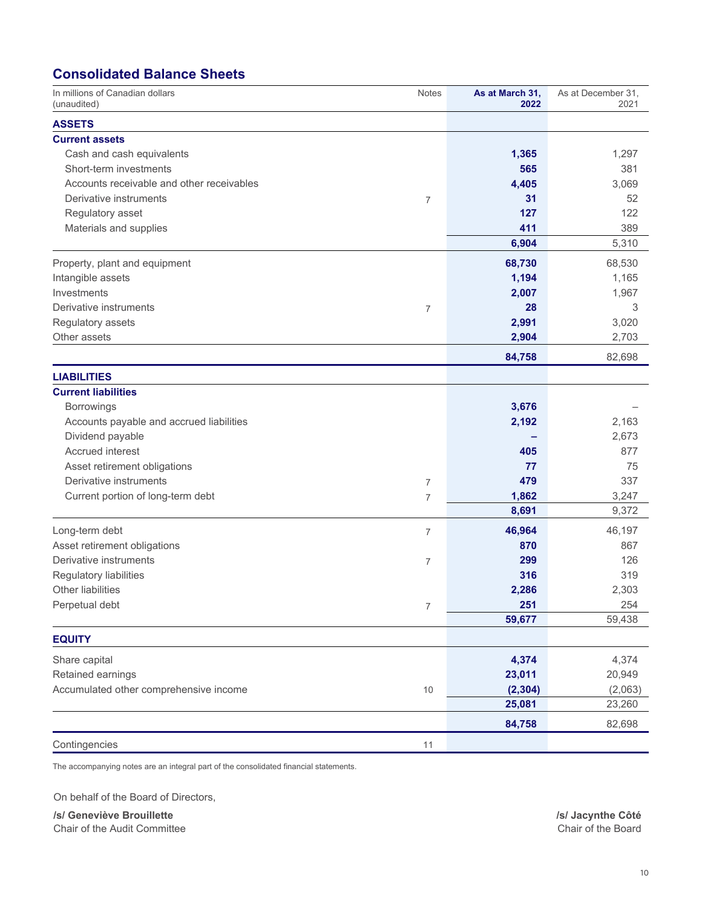## Consolidated Balance Sheets

| In millions of Canadian dollars (unaudited) | Notes | As at March 31, 2022 | As at December 31, 2021 |
|---|---|---|---|
| **ASSETS** | | | |
| **Current assets** | | | |
| Cash and cash equivalents | | **1,365** | 1,297 |
| Short-term investments | | **565** | 381 |
| Accounts receivable and other receivables | | **4,405** | 3,069 |
| Derivative instruments | 7 | **31** | 52 |
| Regulatory asset | | **127** | 122 |
| Materials and supplies | | **411** | 389 |
| | | **6,904** | 5,310 |
| Property, plant and equipment | | **68,730** | 68,530 |
| Intangible assets | | **1,194** | 1,165 |
| Investments | | **2,007** | 1,967 |
| Derivative instruments | 7 | **28** | 3 |
| Regulatory assets | | **2,991** | 3,020 |
| Other assets | | **2,904** | 2,703 |
| | | **84,758** | 82,698 |
| **LIABILITIES** | | | |
| **Current liabilities** | | | |
| Borrowings | | **3,676** | – |
| Accounts payable and accrued liabilities | | **2,192** | 2,163 |
| Dividend payable | | **–** | 2,673 |
| Accrued interest | | **405** | 877 |
| Asset retirement obligations | | **77** | 75 |
| Derivative instruments | 7 | **479** | 337 |
| Current portion of long-term debt | 7 | **1,862** | 3,247 |
| | | **8,691** | 9,372 |
| Long-term debt | 7 | **46,964** | 46,197 |
| Asset retirement obligations | | **870** | 867 |
| Derivative instruments | 7 | **299** | 126 |
| Regulatory liabilities | | **316** | 319 |
| Other liabilities | | **2,286** | 2,303 |
| Perpetual debt | 7 | **251** | 254 |
| | | **59,677** | 59,438 |
| **EQUITY** | | | |
| Share capital | | **4,374** | 4,374 |
| Retained earnings | | **23,011** | 20,949 |
| Accumulated other comprehensive income | 10 | **(2,304)** | (2,063) |
| | | **25,081** | 23,260 |
| | | **84,758** | 82,698 |
| Contingencies | 11 | | |

The accompanying notes are an integral part of the consolidated financial statements.

On behalf of the Board of Directors,

**/s/ Geneviève Brouillette**
Chair of the Audit Committee

**/s/ Jacynthe Côté**
Chair of the Board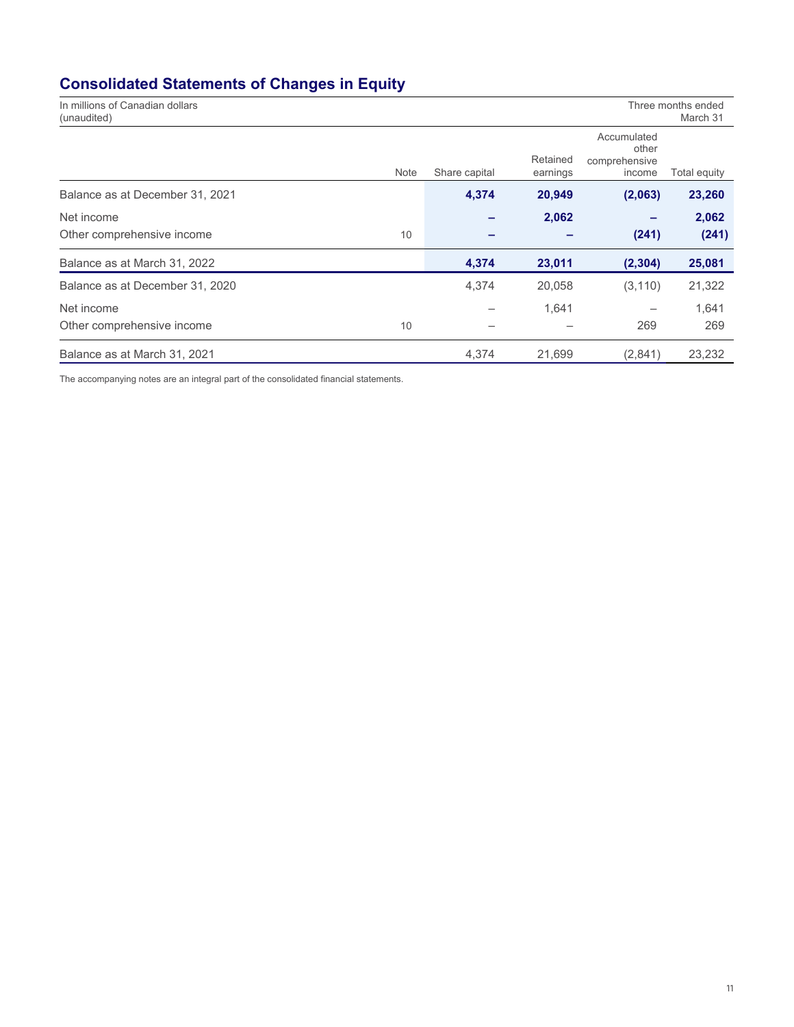## Consolidated Statements of Changes in Equity

In millions of Canadian dollars
(unaudited)

Three months ended
March 31

| | Note | Share capital | Retained earnings | Accumulated other comprehensive income | Total equity |
|---|---|---|---|---|---|
| Balance as at December 31, 2021 | | **4,374** | **20,949** | **(2,063)** | **23,260** |
| Net income | | **–** | **2,062** | **–** | **2,062** |
| Other comprehensive income | 10 | **–** | **–** | **(241)** | **(241)** |
| Balance as at March 31, 2022 | | **4,374** | **23,011** | **(2,304)** | **25,081** |
| Balance as at December 31, 2020 | | 4,374 | 20,058 | (3,110) | 21,322 |
| Net income | | – | 1,641 | – | 1,641 |
| Other comprehensive income | 10 | – | – | 269 | 269 |
| Balance as at March 31, 2021 | | 4,374 | 21,699 | (2,841) | 23,232 |

The accompanying notes are an integral part of the consolidated financial statements.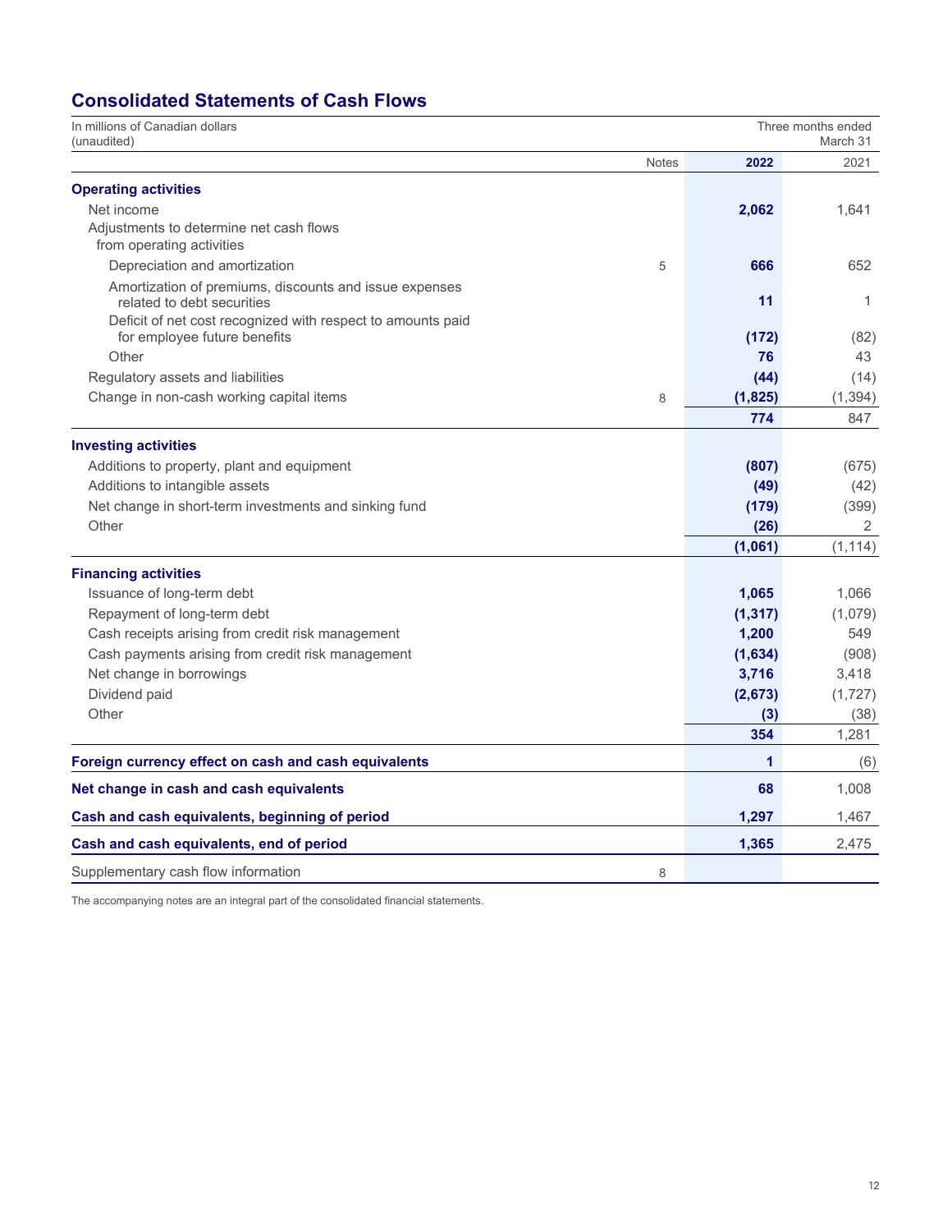## Consolidated Statements of Cash Flows

| In millions of Canadian dollars (unaudited) | | Three months ended March 31 | |
|---|---|---|---|
| | Notes | **2022** | 2021 |
| **Operating activities** | | | |
| Net income | | **2,062** | 1,641 |
| Adjustments to determine net cash flows from operating activities | | | |
| Depreciation and amortization | 5 | **666** | 652 |
| Amortization of premiums, discounts and issue expenses related to debt securities | | **11** | 1 |
| Deficit of net cost recognized with respect to amounts paid for employee future benefits | | **(172)** | (82) |
| Other | | **76** | 43 |
| Regulatory assets and liabilities | | **(44)** | (14) |
| Change in non-cash working capital items | 8 | **(1,825)** | (1,394) |
| | | **774** | 847 |
| **Investing activities** | | | |
| Additions to property, plant and equipment | | **(807)** | (675) |
| Additions to intangible assets | | **(49)** | (42) |
| Net change in short-term investments and sinking fund | | **(179)** | (399) |
| Other | | **(26)** | 2 |
| | | **(1,061)** | (1,114) |
| **Financing activities** | | | |
| Issuance of long-term debt | | **1,065** | 1,066 |
| Repayment of long-term debt | | **(1,317)** | (1,079) |
| Cash receipts arising from credit risk management | | **1,200** | 549 |
| Cash payments arising from credit risk management | | **(1,634)** | (908) |
| Net change in borrowings | | **3,716** | 3,418 |
| Dividend paid | | **(2,673)** | (1,727) |
| Other | | **(3)** | (38) |
| | | **354** | 1,281 |
| **Foreign currency effect on cash and cash equivalents** | | **1** | (6) |
| **Net change in cash and cash equivalents** | | **68** | 1,008 |
| **Cash and cash equivalents, beginning of period** | | **1,297** | 1,467 |
| **Cash and cash equivalents, end of period** | | **1,365** | 2,475 |
| Supplementary cash flow information | 8 | | |

The accompanying notes are an integral part of the consolidated financial statements.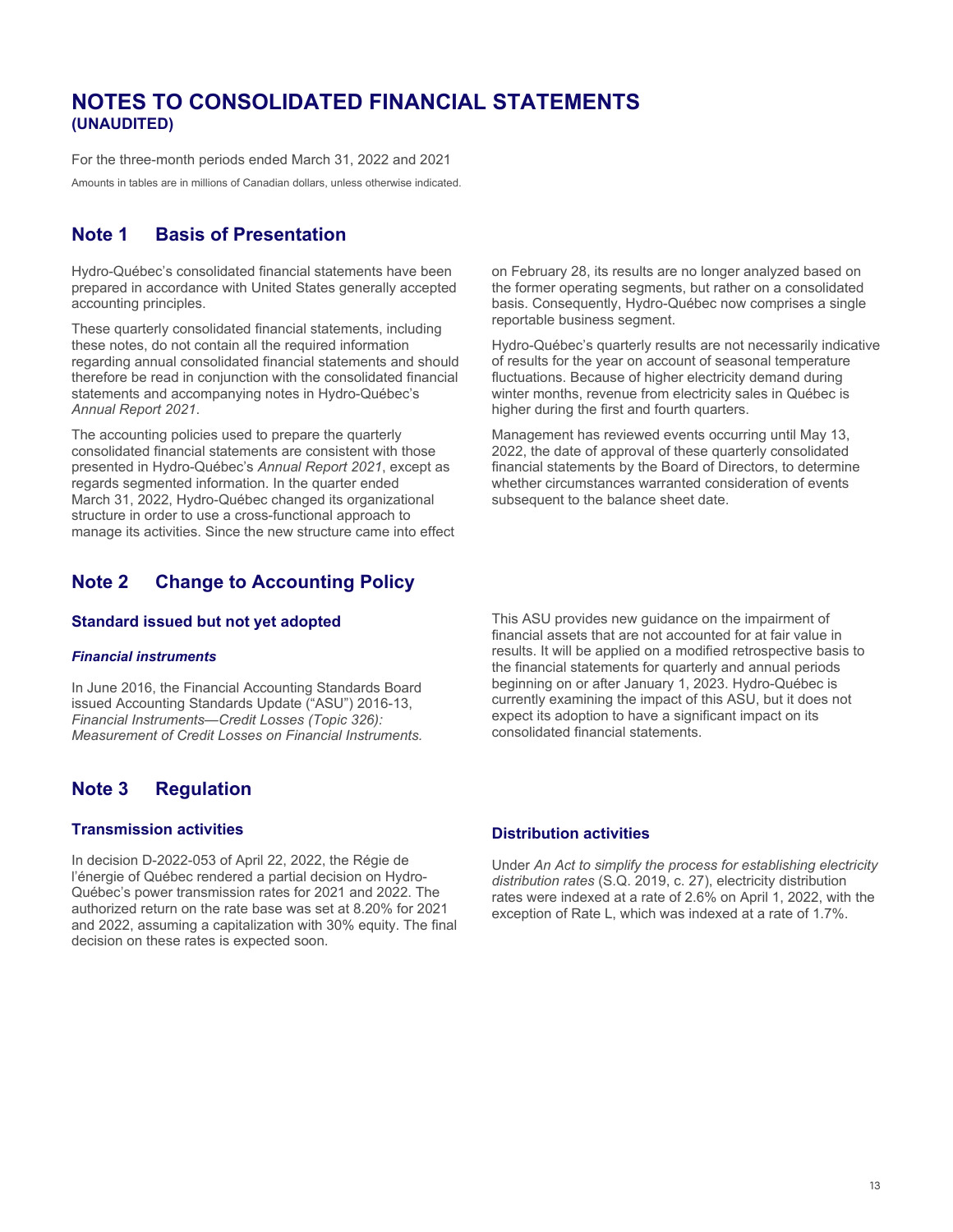# NOTES TO CONSOLIDATED FINANCIAL STATEMENTS
**(UNAUDITED)**

For the three-month periods ended March 31, 2022 and 2021

Amounts in tables are in millions of Canadian dollars, unless otherwise indicated.

## Note 1 Basis of Presentation

Hydro-Québec's consolidated financial statements have been prepared in accordance with United States generally accepted accounting principles.

These quarterly consolidated financial statements, including these notes, do not contain all the required information regarding annual consolidated financial statements and should therefore be read in conjunction with the consolidated financial statements and accompanying notes in Hydro-Québec's *Annual Report 2021*.

The accounting policies used to prepare the quarterly consolidated financial statements are consistent with those presented in Hydro-Québec's *Annual Report 2021*, except as regards segmented information. In the quarter ended March 31, 2022, Hydro-Québec changed its organizational structure in order to use a cross-functional approach to manage its activities. Since the new structure came into effect on February 28, its results are no longer analyzed based on the former operating segments, but rather on a consolidated basis. Consequently, Hydro-Québec now comprises a single reportable business segment.

Hydro-Québec's quarterly results are not necessarily indicative of results for the year on account of seasonal temperature fluctuations. Because of higher electricity demand during winter months, revenue from electricity sales in Québec is higher during the first and fourth quarters.

Management has reviewed events occurring until May 13, 2022, the date of approval of these quarterly consolidated financial statements by the Board of Directors, to determine whether circumstances warranted consideration of events subsequent to the balance sheet date.

## Note 2 Change to Accounting Policy

### Standard issued but not yet adopted

#### *Financial instruments*

In June 2016, the Financial Accounting Standards Board issued Accounting Standards Update ("ASU") 2016-13, *Financial Instruments—Credit Losses (Topic 326): Measurement of Credit Losses on Financial Instruments.* This ASU provides new guidance on the impairment of financial assets that are not accounted for at fair value in results. It will be applied on a modified retrospective basis to the financial statements for quarterly and annual periods beginning on or after January 1, 2023. Hydro-Québec is currently examining the impact of this ASU, but it does not expect its adoption to have a significant impact on its consolidated financial statements.

## Note 3 Regulation

### Transmission activities

In decision D-2022-053 of April 22, 2022, the Régie de l'énergie du Québec rendered a partial decision on Hydro-Québec's power transmission rates for 2021 and 2022. The authorized return on the rate base was set at 8.20% for 2021 and 2022, assuming a capitalization with 30% equity. The final decision on these rates is expected soon.

### Distribution activities

Under *An Act to simplify the process for establishing electricity distribution rates* (S.Q. 2019, c. 27), electricity distribution rates were indexed at a rate of 2.6% on April 1, 2022, with the exception of Rate L, which was indexed at a rate of 1.7%.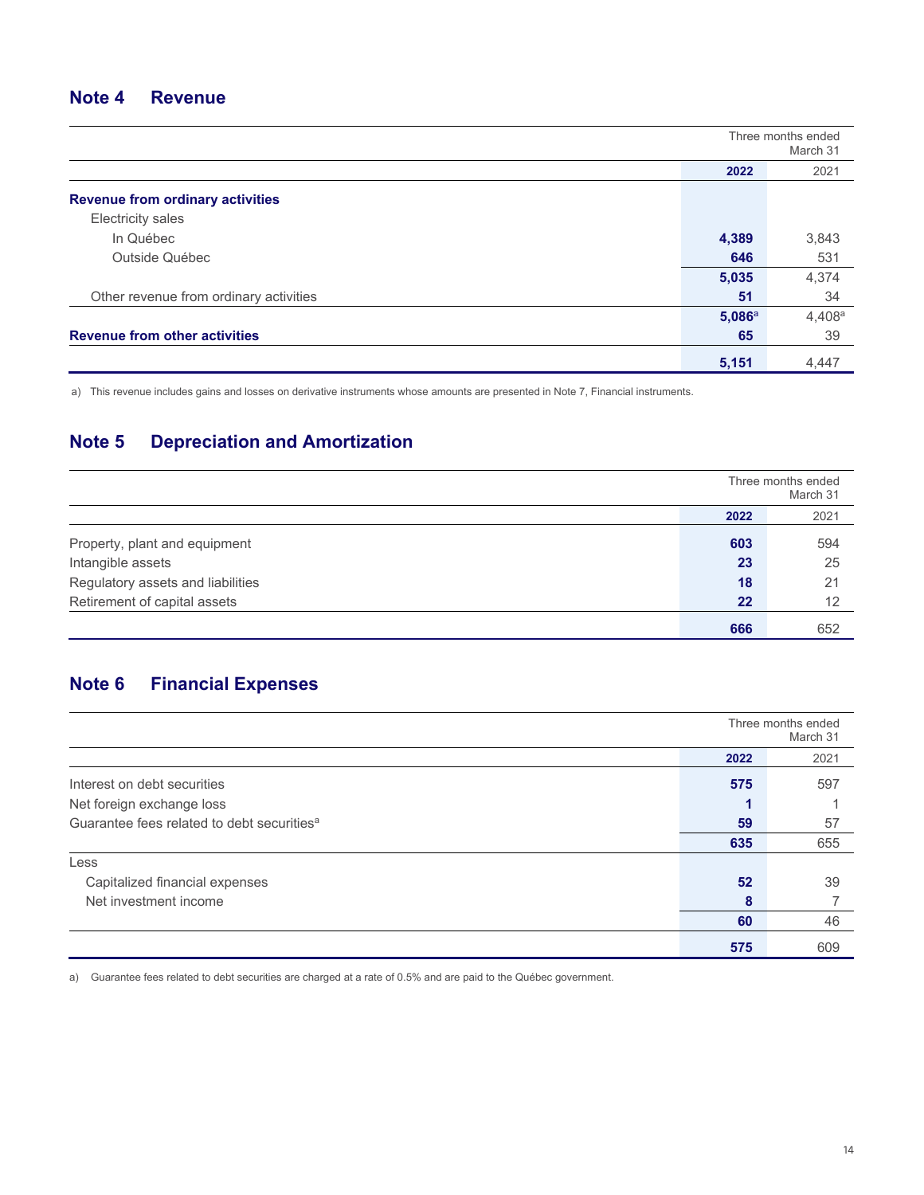## Note 4 Revenue

| | Three months ended March 31 | |
|---|---|---|
| | **2022** | 2021 |
| **Revenue from ordinary activities** | | |
| Electricity sales | | |
| In Québec | **4,389** | 3,843 |
| Outside Québec | **646** | 531 |
| | **5,035** | 4,374 |
| Other revenue from ordinary activities | **51** | 34 |
| | **5,086**[a] | 4,408[a] |
| **Revenue from other activities** | **65** | 39 |
| | **5,151** | 4,447 |

a) This revenue includes gains and losses on derivative instruments whose amounts are presented in Note 7, Financial instruments.

## Note 5 Depreciation and Amortization

| | Three months ended March 31 | |
|---|---|---|
| | **2022** | 2021 |
| Property, plant and equipment | **603** | 594 |
| Intangible assets | **23** | 25 |
| Regulatory assets and liabilities | **18** | 21 |
| Retirement of capital assets | **22** | 12 |
| | **666** | 652 |

## Note 6 Financial Expenses

| | Three months ended March 31 | |
|---|---|---|
| | **2022** | 2021 |
| Interest on debt securities | **575** | 597 |
| Net foreign exchange loss | **1** | 1 |
| Guarantee fees related to debt securities[a] | **59** | 57 |
| | **635** | 655 |
| Less | | |
| Capitalized financial expenses | **52** | 39 |
| Net investment income | **8** | 7 |
| | **60** | 46 |
| | **575** | 609 |

a) Guarantee fees related to debt securities are charged at a rate of 0.5% and are paid to the Québec government.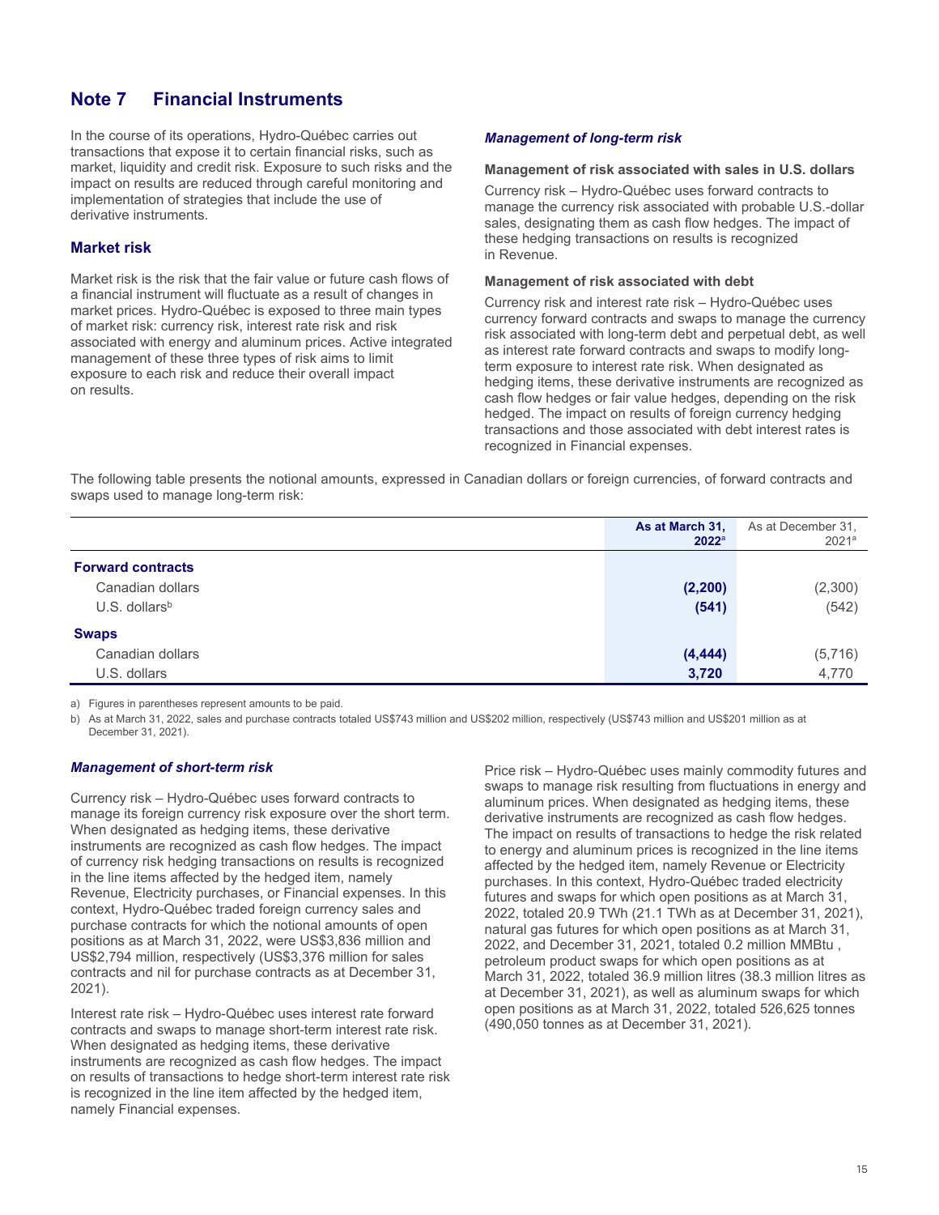## Note 7 Financial Instruments

In the course of its operations, Hydro-Québec carries out transactions that expose it to certain financial risks, such as market, liquidity and credit risk. Exposure to such risks and the impact on results are reduced through careful monitoring and implementation of strategies that include the use of derivative instruments.

### Market risk

Market risk is the risk that the fair value or future cash flows of a financial instrument will fluctuate as a result of changes in market prices. Hydro-Québec is exposed to three main types of market risk: currency risk, interest rate risk and risk associated with energy and aluminum prices. Active integrated management of these three types of risk aims to limit exposure to each risk and reduce their overall impact on results.

#### *Management of long-term risk*

**Management of risk associated with sales in U.S. dollars**

Currency risk – Hydro-Québec uses forward contracts to manage the currency risk associated with probable U.S.-dollar sales, designating them as cash flow hedges. The impact of these hedging transactions on results is recognized in Revenue.

**Management of risk associated with debt**

Currency risk and interest rate risk – Hydro-Québec uses currency forward contracts and swaps to manage the currency risk associated with long-term debt and perpetual debt, as well as interest rate forward contracts and swaps to modify long-term exposure to interest rate risk. When designated as hedging items, these derivative instruments are recognized as cash flow hedges or fair value hedges, depending on the risk hedged. The impact on results of foreign currency hedging transactions and those associated with debt interest rates is recognized in Financial expenses.

The following table presents the notional amounts, expressed in Canadian dollars or foreign currencies, of forward contracts and swaps used to manage long-term risk:

| | **As at March 31, 2022**[a] | As at December 31, 2021[a] |
|---|---|---|
| **Forward contracts** | | |
| Canadian dollars | **(2,200)** | (2,300) |
| U.S. dollars[b] | **(541)** | (542) |
| **Swaps** | | |
| Canadian dollars | **(4,444)** | (5,716) |
| U.S. dollars | **3,720** | 4,770 |

a) Figures in parentheses represent amounts to be paid.

b) As at March 31, 2022, sales and purchase contracts totaled US$743 million and US$202 million, respectively (US$743 million and US$201 million as at December 31, 2021).

#### *Management of short-term risk*

Currency risk – Hydro-Québec uses forward contracts to manage its foreign currency risk exposure over the short term. When designated as hedging items, these derivative instruments are recognized as cash flow hedges. The impact of currency risk hedging transactions on results is recognized in the line items affected by the hedged item, namely Revenue, Electricity purchases, or Financial expenses. In this context, Hydro-Québec traded foreign currency sales and purchase contracts for which the notional amounts of open positions as at March 31, 2022, were US$3,836 million and US$2,794 million, respectively (US$3,376 million for sales contracts and nil for purchase contracts as at December 31, 2021).

Interest rate risk – Hydro-Québec uses interest rate forward contracts and swaps to manage short-term interest rate risk. When designated as hedging items, these derivative instruments are recognized as cash flow hedges. The impact on results of transactions to hedge short-term interest rate risk is recognized in the line item affected by the hedged item, namely Financial expenses.

Price risk – Hydro-Québec uses mainly commodity futures and swaps to manage risk resulting from fluctuations in energy and aluminum prices. When designated as hedging items, these derivative instruments are recognized as cash flow hedges. The impact on results of transactions to hedge the risk related to energy and aluminum prices is recognized in the line items affected by the hedged item, namely Revenue or Electricity purchases. In this context, Hydro-Québec traded electricity futures and swaps for which open positions as at March 31, 2022, totaled 20.9 TWh (21.1 TWh as at December 31, 2021), natural gas futures for which open positions as at March 31, 2022, and December 31, 2021, totaled 0.2 million MMBtu , petroleum product swaps for which open positions as at March 31, 2022, totaled 36.9 million litres (38.3 million litres as at December 31, 2021), as well as aluminum swaps for which open positions as at March 31, 2022, totaled 526,625 tonnes (490,050 tonnes as at December 31, 2021).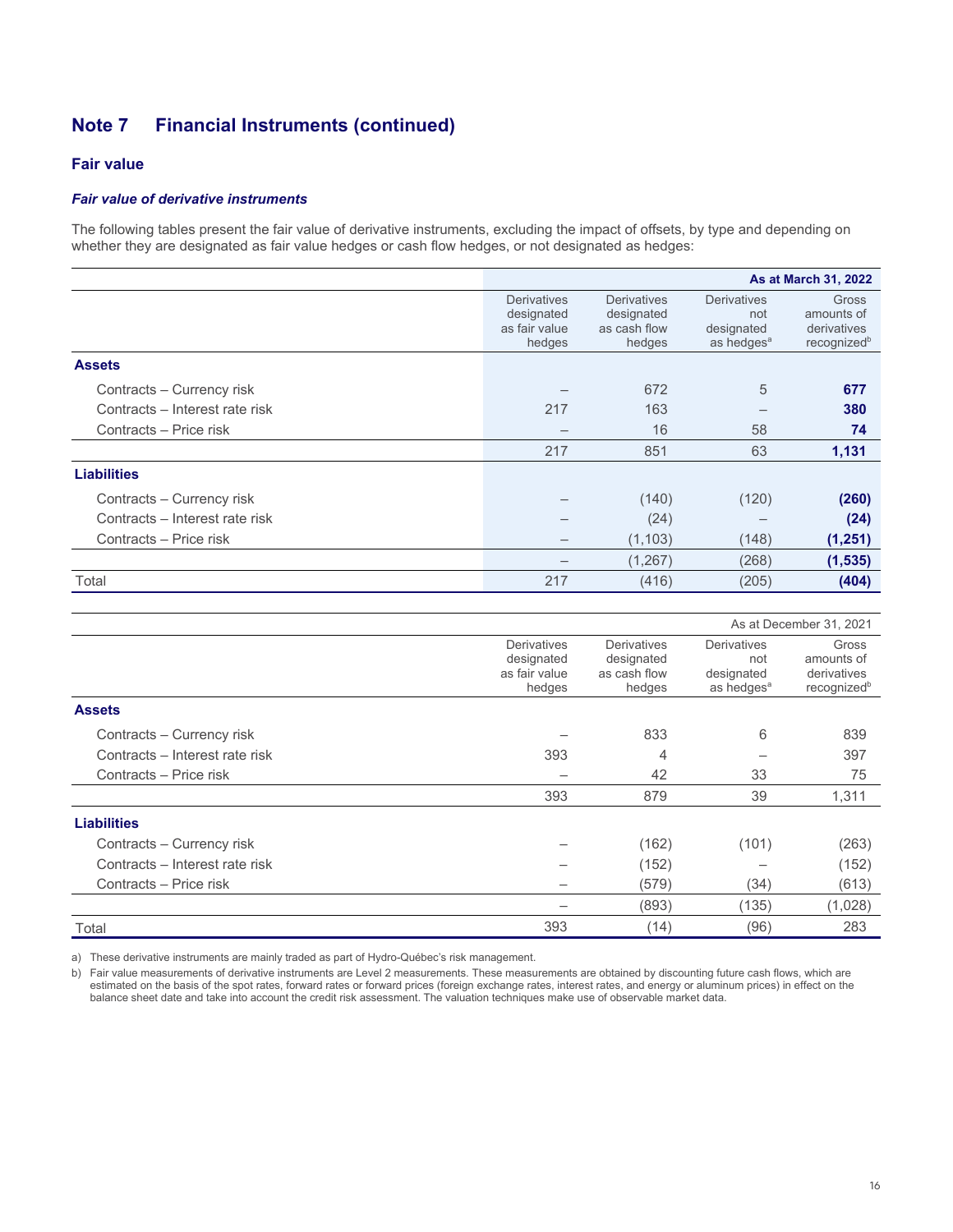## Note 7 Financial Instruments (continued)

### Fair value

#### *Fair value of derivative instruments*

The following tables present the fair value of derivative instruments, excluding the impact of offsets, by type and depending on whether they are designated as fair value hedges or cash flow hedges, or not designated as hedges:

| | | | | **As at March 31, 2022** |
|---|---|---|---|---|
| | Derivatives designated as fair value hedges | Derivatives designated as cash flow hedges | Derivatives not designated as hedges[a] | Gross amounts of derivatives recognized[b] |
| **Assets** | | | | |
| Contracts – Currency risk | – | 672 | 5 | **677** |
| Contracts – Interest rate risk | 217 | 163 | – | **380** |
| Contracts – Price risk | – | 16 | 58 | **74** |
| | 217 | 851 | 63 | **1,131** |
| **Liabilities** | | | | |
| Contracts – Currency risk | – | (140) | (120) | **(260)** |
| Contracts – Interest rate risk | – | (24) | – | **(24)** |
| Contracts – Price risk | – | (1,103) | (148) | **(1,251)** |
| | – | (1,267) | (268) | **(1,535)** |
| Total | 217 | (416) | (205) | **(404)** |

| | | | | As at December 31, 2021 |
|---|---|---|---|---|
| | Derivatives designated as fair value hedges | Derivatives designated as cash flow hedges | Derivatives not designated as hedges[a] | Gross amounts of derivatives recognized[b] |
| **Assets** | | | | |
| Contracts – Currency risk | – | 833 | 6 | 839 |
| Contracts – Interest rate risk | 393 | 4 | – | 397 |
| Contracts – Price risk | – | 42 | 33 | 75 |
| | 393 | 879 | 39 | 1,311 |
| **Liabilities** | | | | |
| Contracts – Currency risk | – | (162) | (101) | (263) |
| Contracts – Interest rate risk | – | (152) | – | (152) |
| Contracts – Price risk | – | (579) | (34) | (613) |
| | – | (893) | (135) | (1,028) |
| Total | 393 | (14) | (96) | 283 |

a) These derivative instruments are mainly traded as part of Hydro-Québec's risk management.

b) Fair value measurements of derivative instruments are Level 2 measurements. These measurements are obtained by discounting future cash flows, which are estimated on the basis of the spot rates, forward rates or forward prices (foreign exchange rates, interest rates, and energy or aluminum prices) in effect on the balance sheet date and take into account the credit risk assessment. The valuation techniques make use of observable market data.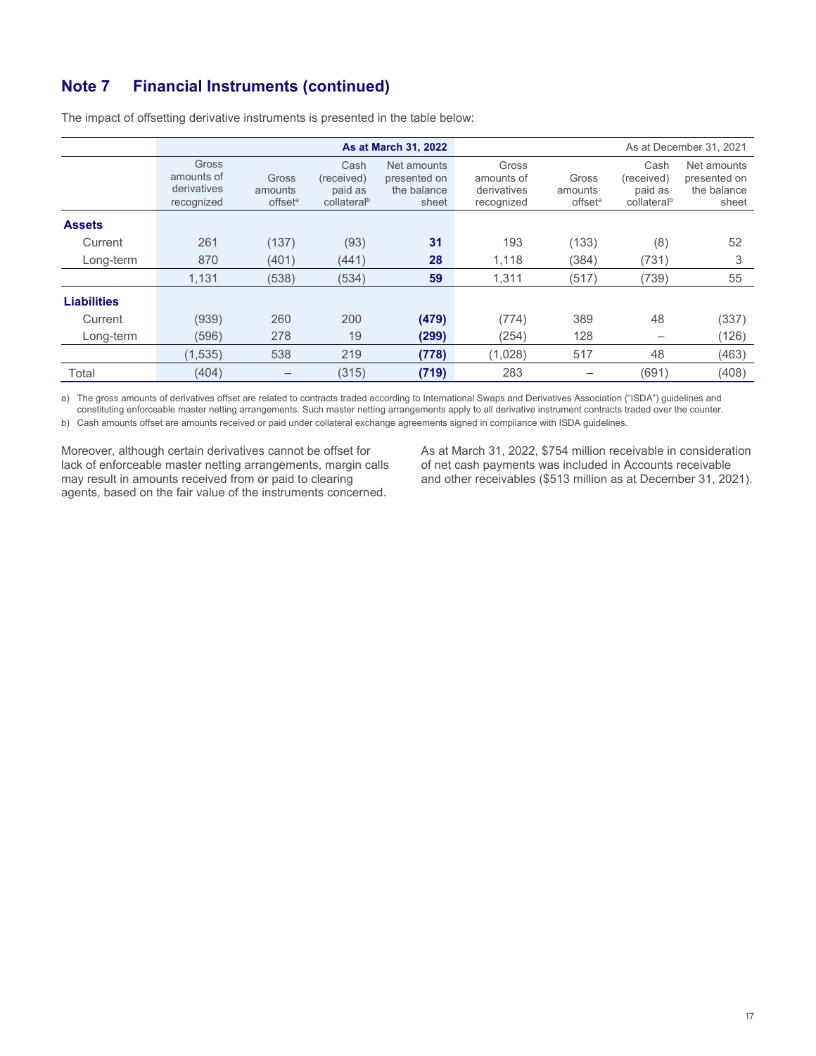## Note 7 Financial Instruments (continued)

The impact of offsetting derivative instruments is presented in the table below:

| | As at March 31, 2022 | | | | As at December 31, 2021 | | | |
|---|---|---|---|---|---|---|---|---|
| | Gross amounts of derivatives recognized | Gross amounts offset[a] | Cash (received) paid as collateral[b] | Net amounts presented on the balance sheet | Gross amounts of derivatives recognized | Gross amounts offset[a] | Cash (received) paid as collateral[b] | Net amounts presented on the balance sheet |
| **Assets** | | | | | | | | |
| Current | 261 | (137) | (93) | **31** | 193 | (133) | (8) | 52 |
| Long-term | 870 | (401) | (441) | **28** | 1,118 | (384) | (731) | 3 |
| | 1,131 | (538) | (534) | **59** | 1,311 | (517) | (739) | 55 |
| **Liabilities** | | | | | | | | |
| Current | (939) | 260 | 200 | **(479)** | (774) | 389 | 48 | (337) |
| Long-term | (596) | 278 | 19 | **(299)** | (254) | 128 | – | (126) |
| | (1,535) | 538 | 219 | **(778)** | (1,028) | 517 | 48 | (463) |
| Total | (404) | – | (315) | **(719)** | 283 | – | (691) | (408) |

a) The gross amounts of derivatives offset are related to contracts traded according to International Swaps and Derivatives Association ("ISDA") guidelines and constituting enforceable master netting arrangements. Such master netting arrangements apply to all derivative instrument contracts traded over the counter.

b) Cash amounts offset are amounts received or paid under collateral exchange agreements signed in compliance with ISDA guidelines.

Moreover, although certain derivatives cannot be offset for lack of enforceable master netting arrangements, margin calls may result in amounts received from or paid to clearing agents, based on the fair value of the instruments concerned.

As at March 31, 2022, $754 million receivable in consideration of net cash payments was included in Accounts receivable and other receivables ($513 million as at December 31, 2021).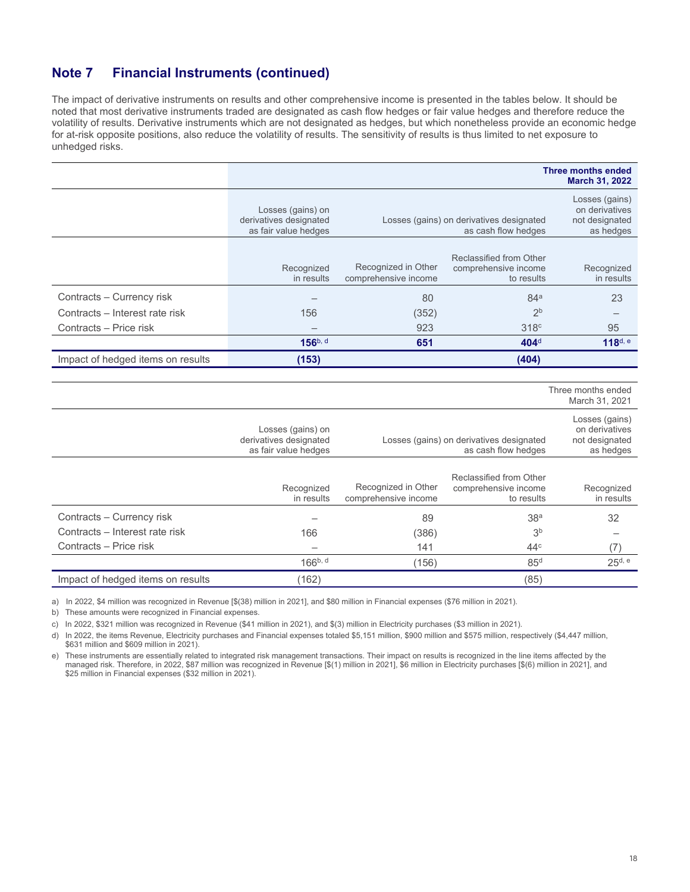## Note 7 Financial Instruments (continued)

The impact of derivative instruments on results and other comprehensive income is presented in the tables below. It should be noted that most derivative instruments traded are designated as cash flow hedges or fair value hedges and therefore reduce the volatility of results. Derivative instruments which are not designated as hedges, but which nonetheless provide an economic hedge for at-risk opposite positions, also reduce the volatility of results. The sensitivity of results is thus limited to net exposure to unhedged risks.

| | | | | **Three months ended March 31, 2022** |
|---|---|---|---|---|
| | Losses (gains) on derivatives designated as fair value hedges | Losses (gains) on derivatives designated as cash flow hedges | | Losses (gains) on derivatives not designated as hedges |
| | Recognized in results | Recognized in Other comprehensive income | Reclassified from Other comprehensive income to results | Recognized in results |
| Contracts – Currency risk | – | 80 | 84[a] | 23 |
| Contracts – Interest rate risk | 156 | (352) | 2[b] | – |
| Contracts – Price risk | – | 923 | 318[c] | 95 |
| | **156**[b, d] | **651** | **404**[d] | **118**[d, e] |
| Impact of hedged items on results | **(153)** | | **(404)** | |

| | | | | Three months ended March 31, 2021 |
|---|---|---|---|---|
| | Losses (gains) on derivatives designated as fair value hedges | Losses (gains) on derivatives designated as cash flow hedges | | Losses (gains) on derivatives not designated as hedges |
| | Recognized in results | Recognized in Other comprehensive income | Reclassified from Other comprehensive income to results | Recognized in results |
| Contracts – Currency risk | – | 89 | 38[a] | 32 |
| Contracts – Interest rate risk | 166 | (386) | 3[b] | – |
| Contracts – Price risk | – | 141 | 44[c] | (7) |
| | 166[b, d] | (156) | 85[d] | 25[d, e] |
| Impact of hedged items on results | (162) | | (85) | |

a) In 2022, $4 million was recognized in Revenue [$(38) million in 2021], and $80 million in Financial expenses ($76 million in 2021).

b) These amounts were recognized in Financial expenses.

c) In 2022, $321 million was recognized in Revenue ($41 million in 2021), and $(3) million in Electricity purchases ($3 million in 2021).

d) In 2022, the items Revenue, Electricity purchases and Financial expenses totaled $5,151 million, $900 million and $575 million, respectively ($4,447 million, $631 million and $609 million in 2021).

e) These instruments are essentially related to integrated risk management transactions. Their impact on results is recognized in the line items affected by the managed risk. Therefore, in 2022, $87 million was recognized in Revenue [$(1) million in 2021], $6 million in Electricity purchases [$(6) million in 2021], and $25 million in Financial expenses ($32 million in 2021).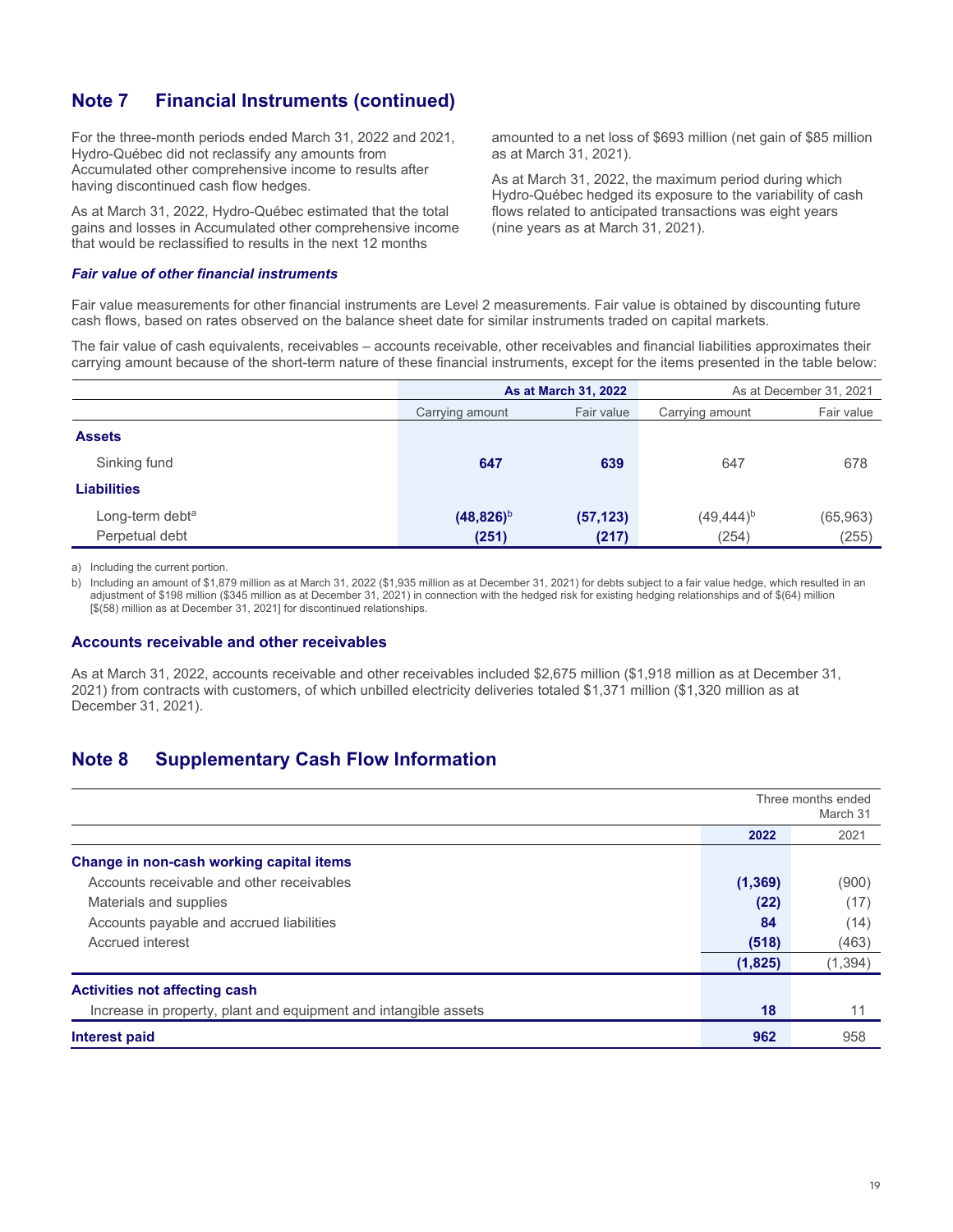## Note 7 Financial Instruments (continued)

For the three-month periods ended March 31, 2022 and 2021, Hydro-Québec did not reclassify any amounts from Accumulated other comprehensive income to results after having discontinued cash flow hedges.

As at March 31, 2022, Hydro-Québec estimated that the total gains and losses in Accumulated other comprehensive income that would be reclassified to results in the next 12 months amounted to a net loss of $693 million (net gain of $85 million as at March 31, 2021).

As at March 31, 2022, the maximum period during which Hydro-Québec hedged its exposure to the variability of cash flows related to anticipated transactions was eight years (nine years as at March 31, 2021).

***Fair value of other financial instruments***

Fair value measurements for other financial instruments are Level 2 measurements. Fair value is obtained by discounting future cash flows, based on rates observed on the balance sheet date for similar instruments traded on capital markets.

The fair value of cash equivalents, receivables – accounts receivable, other receivables and financial liabilities approximates their carrying amount because of the short-term nature of these financial instruments, except for the items presented in the table below:

| | **As at March 31, 2022** | | As at December 31, 2021 | |
|---|---|---|---|---|
| | Carrying amount | Fair value | Carrying amount | Fair value |
| **Assets** | | | | |
| Sinking fund | **647** | **639** | 647 | 678 |
| **Liabilities** | | | | |
| Long-term debt[a] | **(48,826)**[b] | **(57,123)** | (49,444)[b] | (65,963) |
| Perpetual debt | **(251)** | **(217)** | (254) | (255) |

a) Including the current portion.

b) Including an amount of $1,879 million as at March 31, 2022 ($1,935 million as at December 31, 2021) for debts subject to a fair value hedge, which resulted in an adjustment of $198 million ($345 million as at December 31, 2021) in connection with the hedged risk for existing hedging relationships and of $(64) million [$(58) million as at December 31, 2021] for discontinued relationships.

### Accounts receivable and other receivables

As at March 31, 2022, accounts receivable and other receivables included $2,675 million ($1,918 million as at December 31, 2021) from contracts with customers, of which unbilled electricity deliveries totaled $1,371 million ($1,320 million as at December 31, 2021).

## Note 8 Supplementary Cash Flow Information

| | Three months ended March 31 | |
|---|---|---|
| | **2022** | 2021 |
| **Change in non-cash working capital items** | | |
| Accounts receivable and other receivables | **(1,369)** | (900) |
| Materials and supplies | **(22)** | (17) |
| Accounts payable and accrued liabilities | **84** | (14) |
| Accrued interest | **(518)** | (463) |
| | **(1,825)** | (1,394) |
| **Activities not affecting cash** | | |
| Increase in property, plant and equipment and intangible assets | **18** | 11 |
| **Interest paid** | **962** | 958 |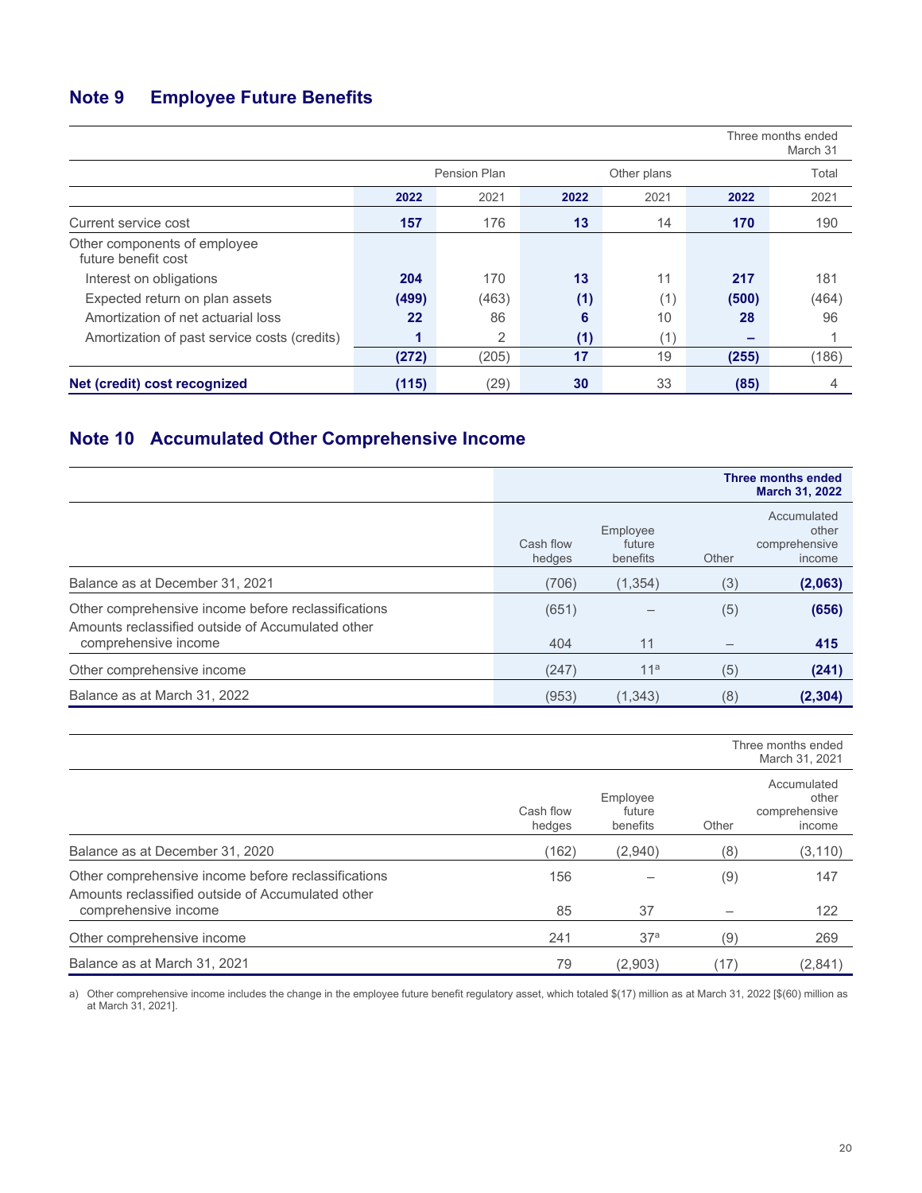## Note 9 Employee Future Benefits

| | Pension Plan | | Other plans | | Total | |
|---|---|---|---|---|---|---|
| | | | | | Three months ended March 31 | |
| | **2022** | 2021 | **2022** | 2021 | **2022** | 2021 |
| Current service cost | **157** | 176 | **13** | 14 | **170** | 190 |
| Other components of employee future benefit cost | | | | | | |
| Interest on obligations | **204** | 170 | **13** | 11 | **217** | 181 |
| Expected return on plan assets | **(499)** | (463) | **(1)** | (1) | **(500)** | (464) |
| Amortization of net actuarial loss | **22** | 86 | **6** | 10 | **28** | 96 |
| Amortization of past service costs (credits) | **1** | 2 | **(1)** | (1) | **–** | 1 |
| | **(272)** | (205) | **17** | 19 | **(255)** | (186) |
| **Net (credit) cost recognized** | **(115)** | (29) | **30** | 33 | **(85)** | 4 |

## Note 10 Accumulated Other Comprehensive Income

| | | | | **Three months ended March 31, 2022** |
|---|---|---|---|---|
| | Cash flow hedges | Employee future benefits | Other | Accumulated other comprehensive income |
| Balance as at December 31, 2021 | (706) | (1,354) | (3) | **(2,063)** |
| Other comprehensive income before reclassifications | (651) | – | (5) | **(656)** |
| Amounts reclassified outside of Accumulated other comprehensive income | 404 | 11 | – | **415** |
| Other comprehensive income | (247) | 11[a] | (5) | **(241)** |
| Balance as at March 31, 2022 | (953) | (1,343) | (8) | **(2,304)** |

| | | | | Three months ended March 31, 2021 |
|---|---|---|---|---|
| | Cash flow hedges | Employee future benefits | Other | Accumulated other comprehensive income |
| Balance as at December 31, 2020 | (162) | (2,940) | (8) | (3,110) |
| Other comprehensive income before reclassifications | 156 | – | (9) | 147 |
| Amounts reclassified outside of Accumulated other comprehensive income | 85 | 37 | – | 122 |
| Other comprehensive income | 241 | 37[a] | (9) | 269 |
| Balance as at March 31, 2021 | 79 | (2,903) | (17) | (2,841) |

a) Other comprehensive income includes the change in the employee future benefit regulatory asset, which totaled $(17) million as at March 31, 2022 [$(60) million as at March 31, 2021].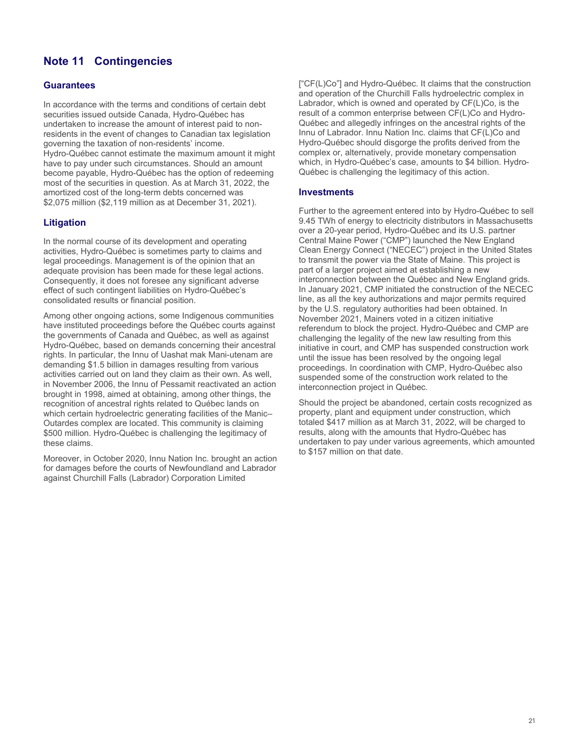## Note 11 Contingencies

### Guarantees

In accordance with the terms and conditions of certain debt securities issued outside Canada, Hydro-Québec has undertaken to increase the amount of interest paid to non-residents in the event of changes to Canadian tax legislation governing the taxation of non-residents' income. Hydro-Québec cannot estimate the maximum amount it might have to pay under such circumstances. Should an amount become payable, Hydro-Québec has the option of redeeming most of the securities in question. As at March 31, 2022, the amortized cost of the long-term debts concerned was $2,075 million ($2,119 million as at December 31, 2021).

### Litigation

In the normal course of its development and operating activities, Hydro-Québec is sometimes party to claims and legal proceedings. Management is of the opinion that an adequate provision has been made for these legal actions. Consequently, it does not foresee any significant adverse effect of such contingent liabilities on Hydro-Québec's consolidated results or financial position.

Among other ongoing actions, some Indigenous communities have instituted proceedings before the Québec courts against the governments of Canada and Québec, as well as against Hydro-Québec, based on demands concerning their ancestral rights. In particular, the Innu of Uashat mak Mani-utenam are demanding $1.5 billion in damages resulting from various activities carried out on land they claim as their own. As well, in November 2006, the Innu of Pessamit reactivated an action brought in 1998, aimed at obtaining, among other things, the recognition of ancestral rights related to Québec lands on which certain hydroelectric generating facilities of the Manic–Outardes complex are located. This community is claiming $500 million. Hydro-Québec is challenging the legitimacy of these claims.

Moreover, in October 2020, Innu Nation Inc. brought an action for damages before the courts of Newfoundland and Labrador against Churchill Falls (Labrador) Corporation Limited ["CF(L)Co"] and Hydro-Québec. It claims that the construction and operation of the Churchill Falls hydroelectric complex in Labrador, which is owned and operated by CF(L)Co, is the result of a common enterprise between CF(L)Co and Hydro-Québec and allegedly infringes on the ancestral rights of the Innu of Labrador. Innu Nation Inc. claims that CF(L)Co and Hydro-Québec should disgorge the profits derived from the complex or, alternatively, provide monetary compensation which, in Hydro-Québec's case, amounts to $4 billion. Hydro-Québec is challenging the legitimacy of this action.

### Investments

Further to the agreement entered into by Hydro-Québec to sell 9.45 TWh of energy to electricity distributors in Massachusetts over a 20-year period, Hydro-Québec and its U.S. partner Central Maine Power ("CMP") launched the New England Clean Energy Connect ("NECEC") project in the United States to transmit the power via the State of Maine. This project is part of a larger project aimed at establishing a new interconnection between the Québec and New England grids. In January 2021, CMP initiated the construction of the NECEC line, as all the key authorizations and major permits required by the U.S. regulatory authorities had been obtained. In November 2021, Mainers voted in a citizen initiative referendum to block the project. Hydro-Québec and CMP are challenging the legality of the new law resulting from this initiative in court, and CMP has suspended construction work until the issue has been resolved by the ongoing legal proceedings. In coordination with CMP, Hydro-Québec also suspended some of the construction work related to the interconnection project in Québec.

Should the project be abandoned, certain costs recognized as property, plant and equipment under construction, which totaled $417 million as at March 31, 2022, will be charged to results, along with the amounts that Hydro-Québec has undertaken to pay under various agreements, which amounted to $157 million on that date.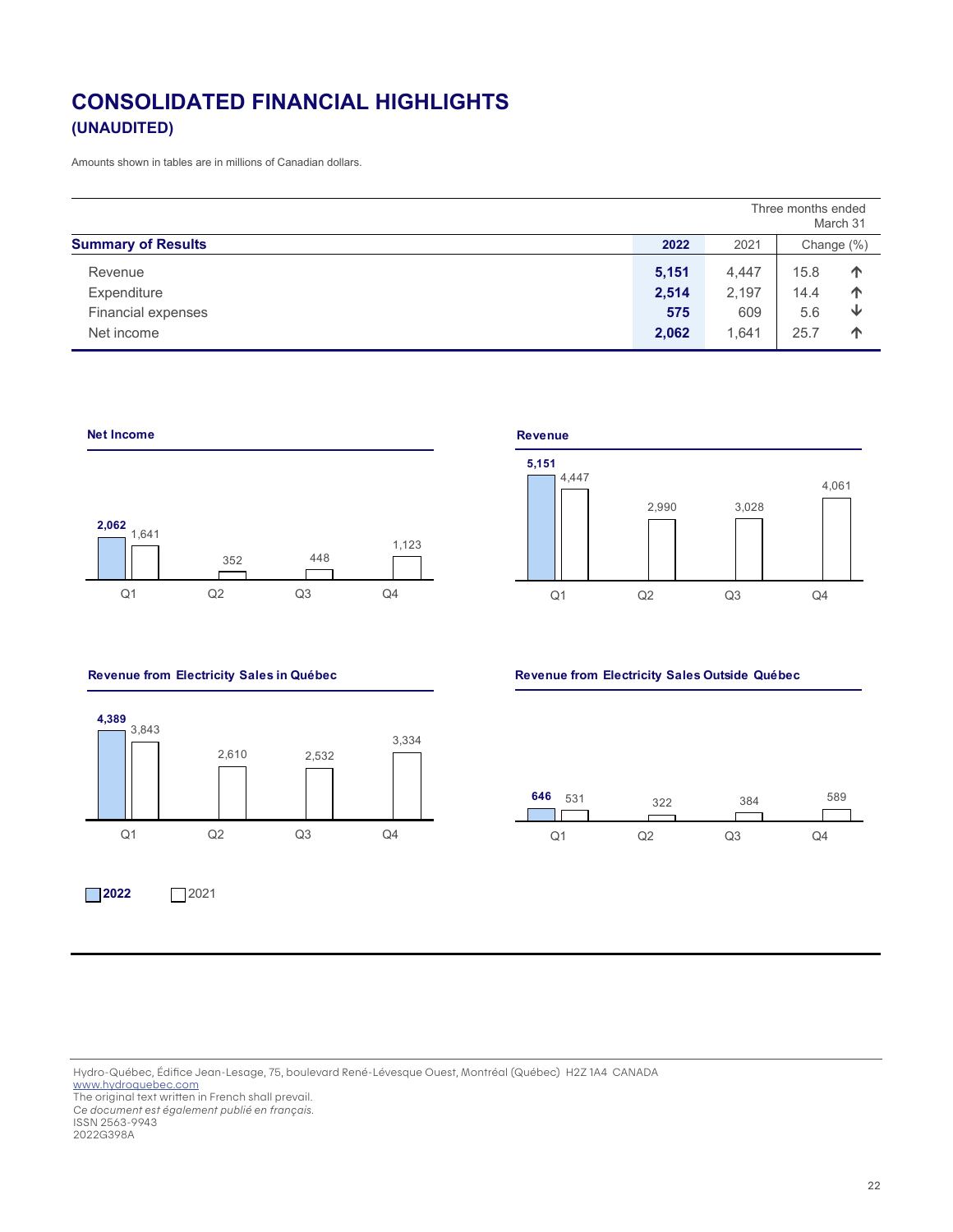# CONSOLIDATED FINANCIAL HIGHLIGHTS
## (UNAUDITED)

Amounts shown in tables are in millions of Canadian dollars.

| | Three months ended March 31 | | | |
|---|---|---|---|---|
| **Summary of Results** | **2022** | 2021 | Change (%) | |
| Revenue | **5,151** | 4,447 | 15.8 | ↑ |
| Expenditure | **2,514** | 2,197 | 14.4 | ↑ |
| Financial expenses | **575** | 609 | 5.6 | ↓ |
| Net income | **2,062** | 1,641 | 25.7 | ↑ |

**Net Income**

2,062 1,641
352
448
1,123
Q1 Q2 Q3 Q4

**Revenue**

5,151 4,447
2,990
3,028
4,061
Q1 Q2 Q3 Q4

**Revenue from Electricity Sales in Québec**

4,389 3,843
2,610
2,532
3,334
Q1 Q2 Q3 Q4

**Revenue from Electricity Sales Outside Québec**

646 531
322
384
589
Q1 Q2 Q3 Q4

**2022** 2021

Hydro-Québec, Édifice Jean-Lesage, 75, boulevard René-Lévesque Ouest, Montréal (Québec) H2Z 1A4 CANADA
www.hydroquebec.com
The original text written in French shall prevail.
*Ce document est également publié en français.*
ISSN 2563-9943
2022G398A